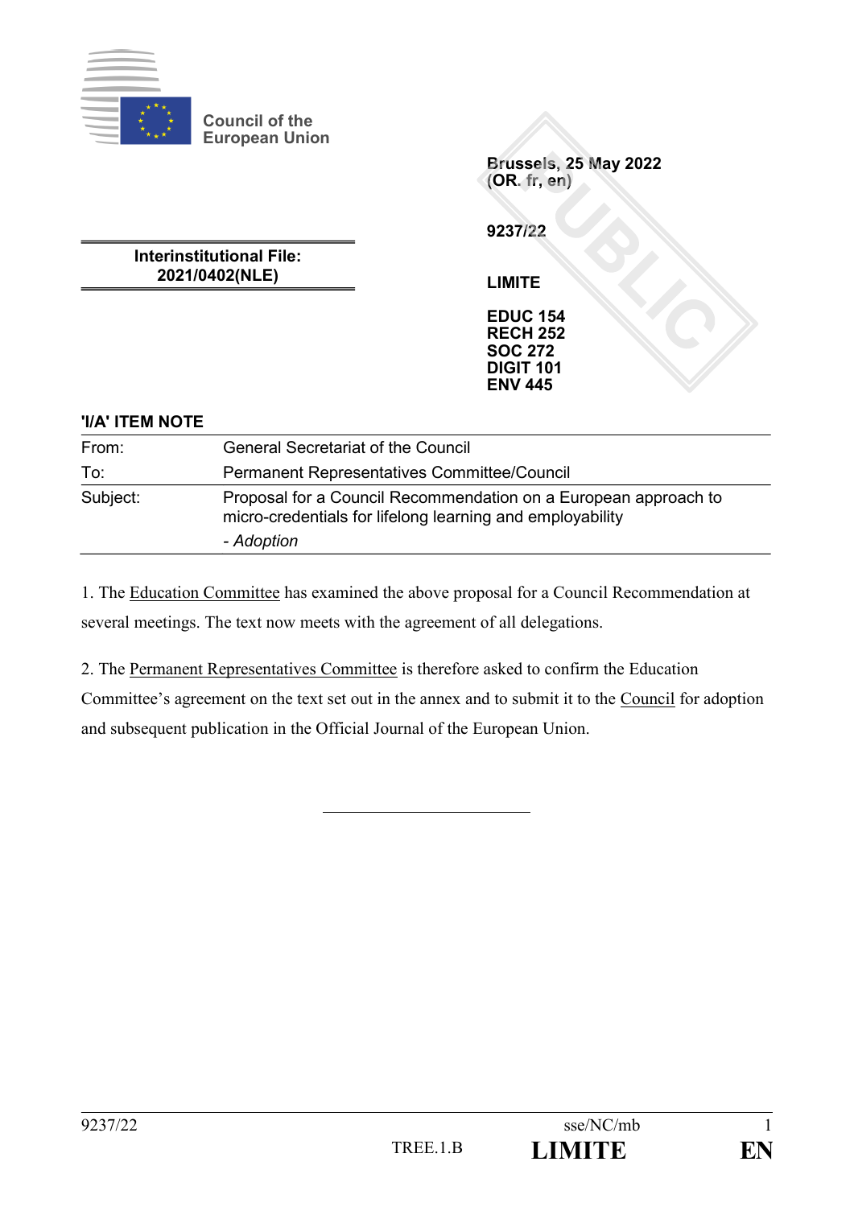Council of the European Union

Brussels, 25 May 2022
(OR. fr, en)

9237/22

**Interinstitutional File:**
**2021/0402(NLE)**

**LIMITE**

**EDUC 154**
**RECH 252**
**SOC 272**
**DIGIT 101**
**ENV 445**

**'I/A' ITEM NOTE**

| | |
|---|---|
| From: | General Secretariat of the Council |
| To: | Permanent Representatives Committee/Council |
| Subject: | Proposal for a Council Recommendation on a European approach to micro-credentials for lifelong learning and employability<br>- *Adoption* |

1. The Education Committee has examined the above proposal for a Council Recommendation at several meetings. The text now meets with the agreement of all delegations.

2. The Permanent Representatives Committee is therefore asked to confirm the Education Committee's agreement on the text set out in the annex and to submit it to the Council for adoption and subsequent publication in the Official Journal of the European Union.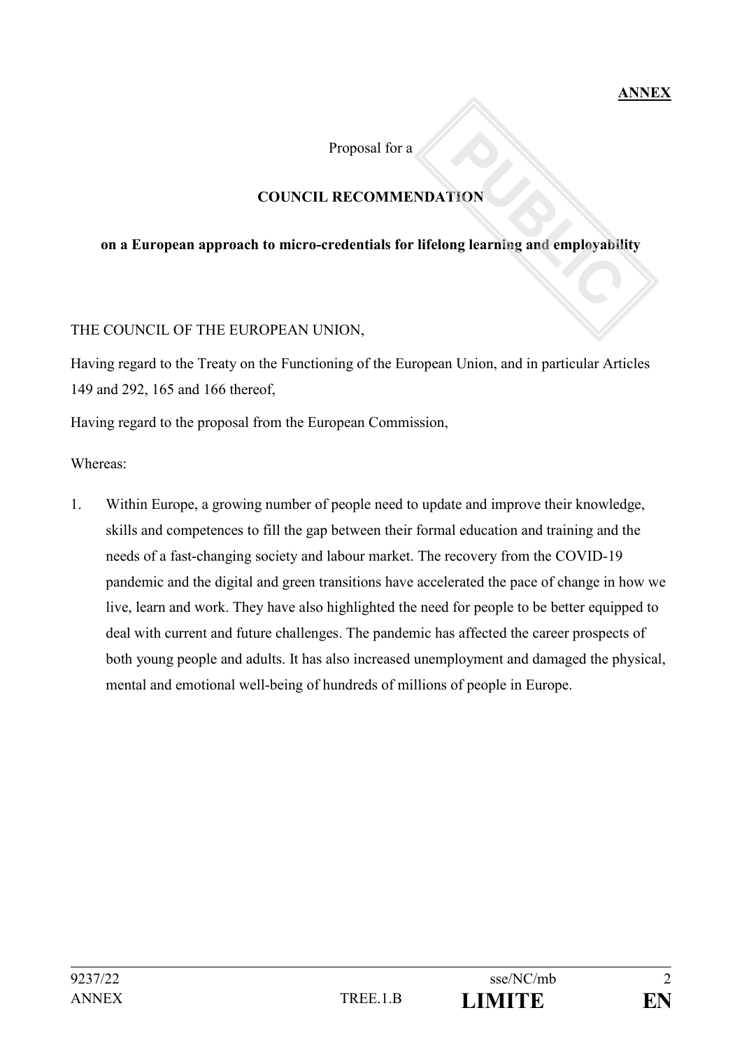**ANNEX**

Proposal for a

**COUNCIL RECOMMENDATION**

**on a European approach to micro-credentials for lifelong learning and employability**

THE COUNCIL OF THE EUROPEAN UNION,

Having regard to the Treaty on the Functioning of the European Union, and in particular Articles 149 and 292, 165 and 166 thereof,

Having regard to the proposal from the European Commission,

Whereas:

1. Within Europe, a growing number of people need to update and improve their knowledge, skills and competences to fill the gap between their formal education and training and the needs of a fast-changing society and labour market. The recovery from the COVID-19 pandemic and the digital and green transitions have accelerated the pace of change in how we live, learn and work. They have also highlighted the need for people to be better equipped to deal with current and future challenges. The pandemic has affected the career prospects of both young people and adults. It has also increased unemployment and damaged the physical, mental and emotional well-being of hundreds of millions of people in Europe.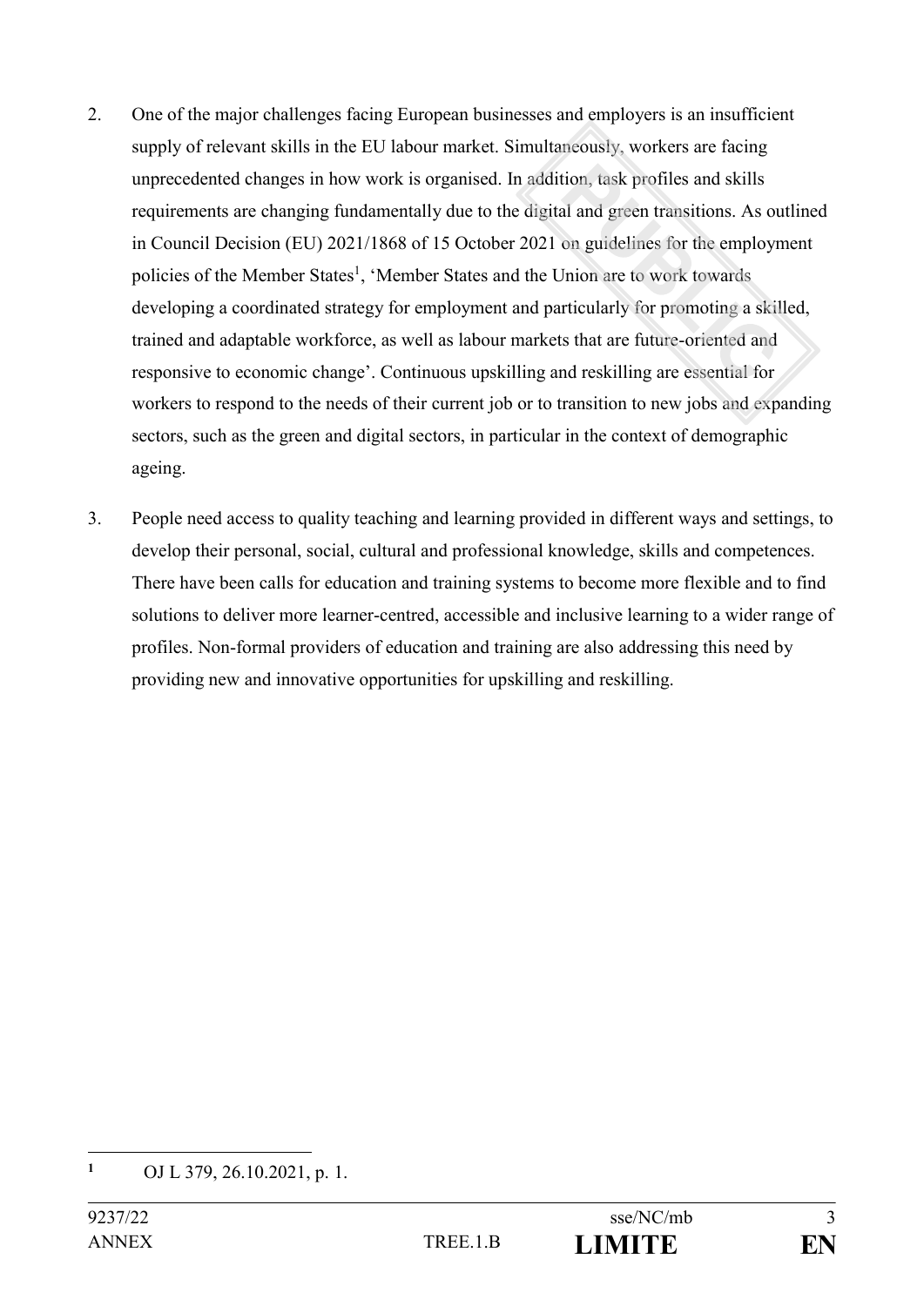2. One of the major challenges facing European businesses and employers is an insufficient supply of relevant skills in the EU labour market. Simultaneously, workers are facing unprecedented changes in how work is organised. In addition, task profiles and skills requirements are changing fundamentally due to the digital and green transitions. As outlined in Council Decision (EU) 2021/1868 of 15 October 2021 on guidelines for the employment policies of the Member States[1], 'Member States and the Union are to work towards developing a coordinated strategy for employment and particularly for promoting a skilled, trained and adaptable workforce, as well as labour markets that are future-oriented and responsive to economic change'. Continuous upskilling and reskilling are essential for workers to respond to the needs of their current job or to transition to new jobs and expanding sectors, such as the green and digital sectors, in particular in the context of demographic ageing.

3. People need access to quality teaching and learning provided in different ways and settings, to develop their personal, social, cultural and professional knowledge, skills and competences. There have been calls for education and training systems to become more flexible and to find solutions to deliver more learner-centred, accessible and inclusive learning to a wider range of profiles. Non-formal providers of education and training are also addressing this need by providing new and innovative opportunities for upskilling and reskilling.

---

[1] OJ L 379, 26.10.2021, p. 1.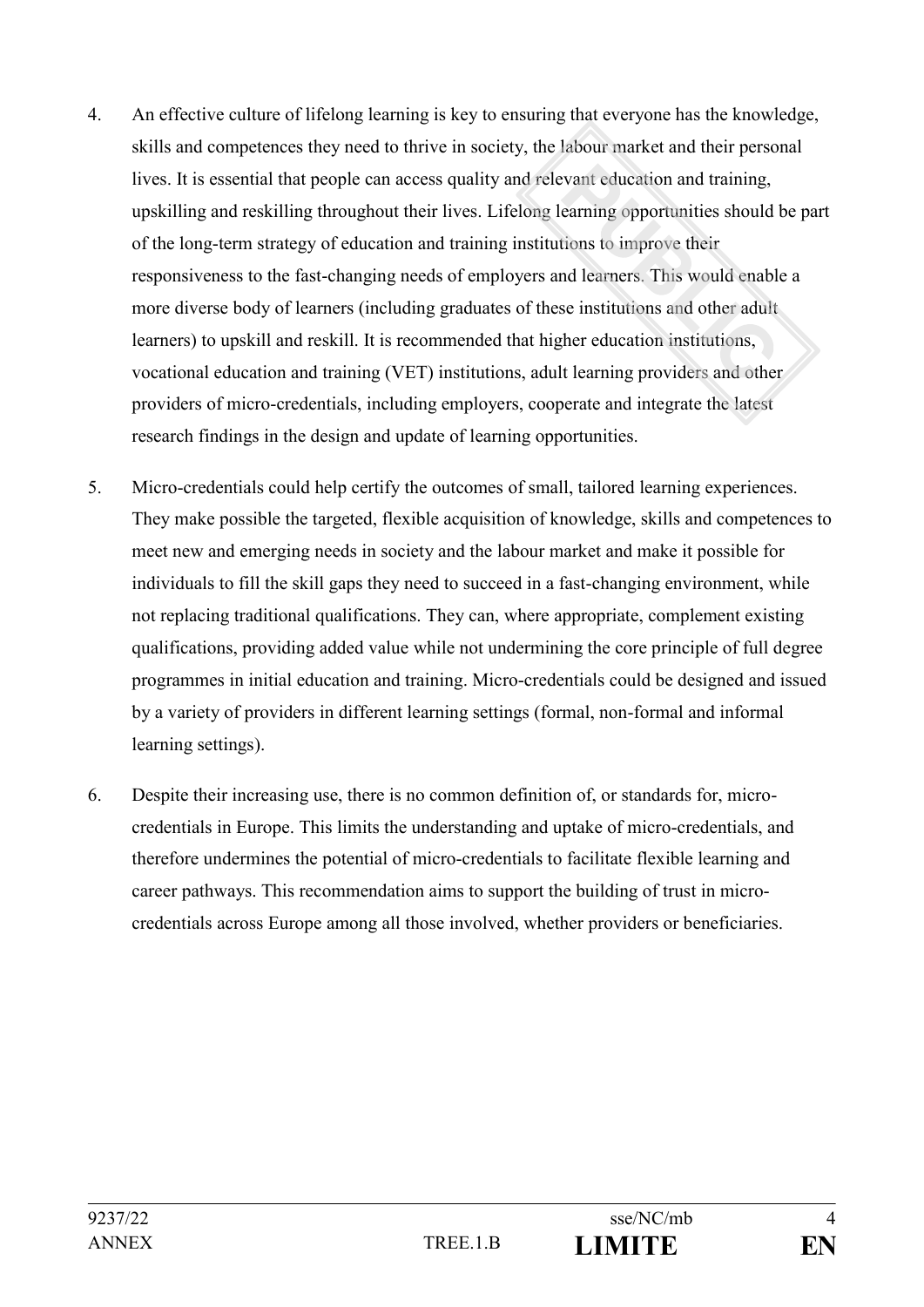4. An effective culture of lifelong learning is key to ensuring that everyone has the knowledge, skills and competences they need to thrive in society, the labour market and their personal lives. It is essential that people can access quality and relevant education and training, upskilling and reskilling throughout their lives. Lifelong learning opportunities should be part of the long-term strategy of education and training institutions to improve their responsiveness to the fast-changing needs of employers and learners. This would enable a more diverse body of learners (including graduates of these institutions and other adult learners) to upskill and reskill. It is recommended that higher education institutions, vocational education and training (VET) institutions, adult learning providers and other providers of micro-credentials, including employers, cooperate and integrate the latest research findings in the design and update of learning opportunities.

5. Micro-credentials could help certify the outcomes of small, tailored learning experiences. They make possible the targeted, flexible acquisition of knowledge, skills and competences to meet new and emerging needs in society and the labour market and make it possible for individuals to fill the skill gaps they need to succeed in a fast-changing environment, while not replacing traditional qualifications. They can, where appropriate, complement existing qualifications, providing added value while not undermining the core principle of full degree programmes in initial education and training. Micro-credentials could be designed and issued by a variety of providers in different learning settings (formal, non-formal and informal learning settings).

6. Despite their increasing use, there is no common definition of, or standards for, micro-credentials in Europe. This limits the understanding and uptake of micro-credentials, and therefore undermines the potential of micro-credentials to facilitate flexible learning and career pathways. This recommendation aims to support the building of trust in micro-credentials across Europe among all those involved, whether providers or beneficiaries.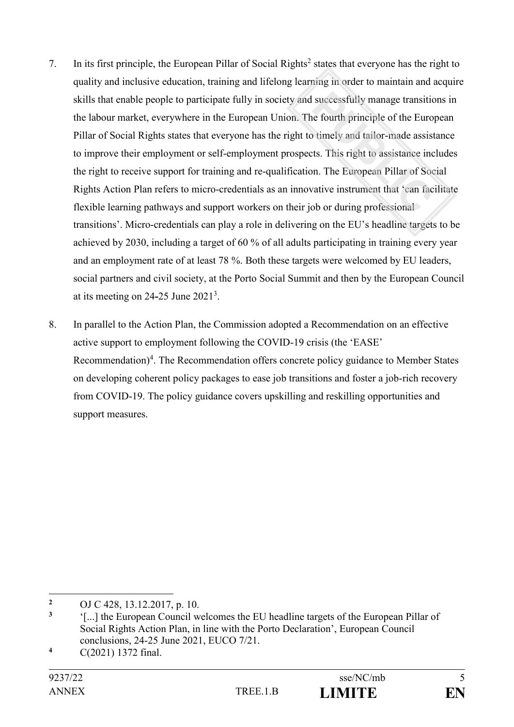7. In its first principle, the European Pillar of Social Rights[2] states that everyone has the right to quality and inclusive education, training and lifelong learning in order to maintain and acquire skills that enable people to participate fully in society and successfully manage transitions in the labour market, everywhere in the European Union. The fourth principle of the European Pillar of Social Rights states that everyone has the right to timely and tailor-made assistance to improve their employment or self-employment prospects. This right to assistance includes the right to receive support for training and re-qualification. The European Pillar of Social Rights Action Plan refers to micro-credentials as an innovative instrument that 'can facilitate flexible learning pathways and support workers on their job or during professional transitions'. Micro-credentials can play a role in delivering on the EU's headline targets to be achieved by 2030, including a target of 60 % of all adults participating in training every year and an employment rate of at least 78 %. Both these targets were welcomed by EU leaders, social partners and civil society, at the Porto Social Summit and then by the European Council at its meeting on 24-25 June 2021[3].

8. In parallel to the Action Plan, the Commission adopted a Recommendation on an effective active support to employment following the COVID-19 crisis (the 'EASE' Recommendation)[4]. The Recommendation offers concrete policy guidance to Member States on developing coherent policy packages to ease job transitions and foster a job-rich recovery from COVID-19. The policy guidance covers upskilling and reskilling opportunities and support measures.

---

[2] OJ C 428, 13.12.2017, p. 10.

[3] '[...] the European Council welcomes the EU headline targets of the European Pillar of Social Rights Action Plan, in line with the Porto Declaration', European Council conclusions, 24-25 June 2021, EUCO 7/21.

[4] C(2021) 1372 final.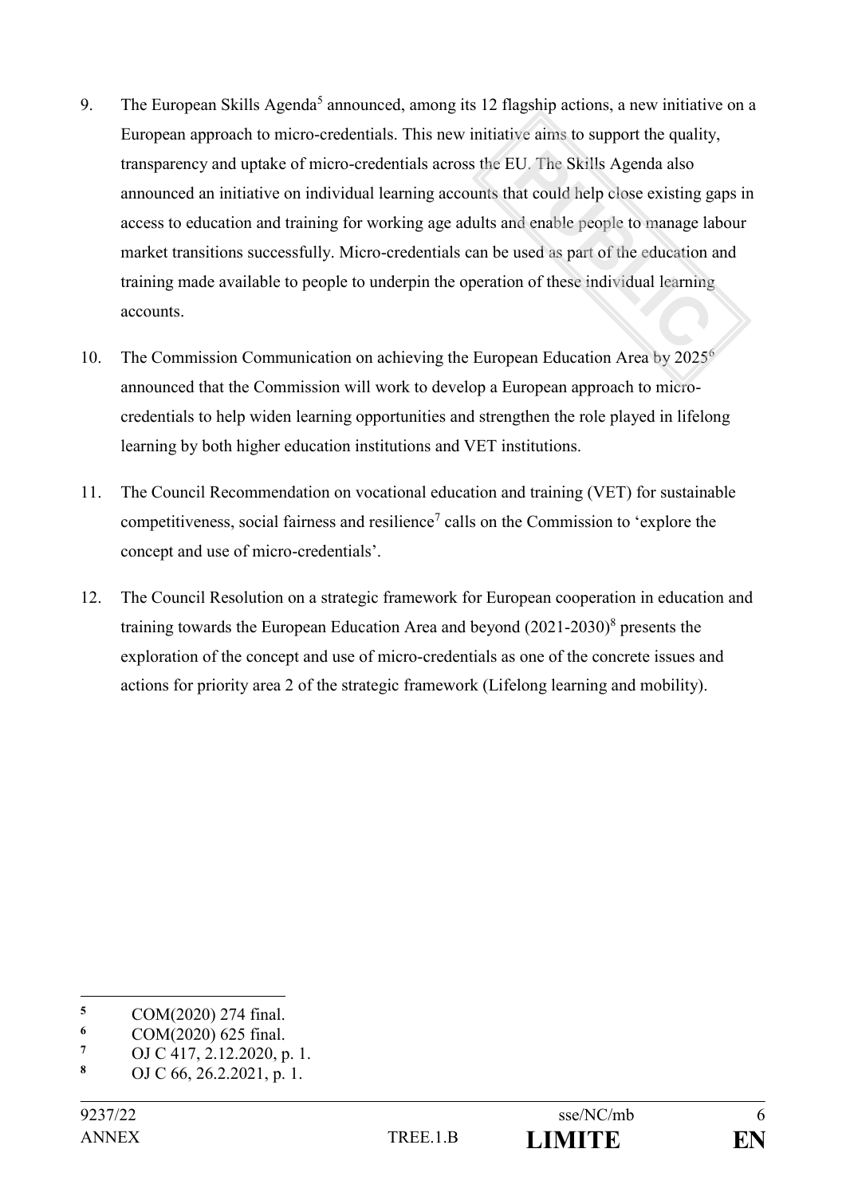9. The European Skills Agenda[5] announced, among its 12 flagship actions, a new initiative on a European approach to micro-credentials. This new initiative aims to support the quality, transparency and uptake of micro-credentials across the EU. The Skills Agenda also announced an initiative on individual learning accounts that could help close existing gaps in access to education and training for working age adults and enable people to manage labour market transitions successfully. Micro-credentials can be used as part of the education and training made available to people to underpin the operation of these individual learning accounts.

10. The Commission Communication on achieving the European Education Area by 2025[6] announced that the Commission will work to develop a European approach to micro-credentials to help widen learning opportunities and strengthen the role played in lifelong learning by both higher education institutions and VET institutions.

11. The Council Recommendation on vocational education and training (VET) for sustainable competitiveness, social fairness and resilience[7] calls on the Commission to 'explore the concept and use of micro-credentials'.

12. The Council Resolution on a strategic framework for European cooperation in education and training towards the European Education Area and beyond (2021-2030)[8] presents the exploration of the concept and use of micro-credentials as one of the concrete issues and actions for priority area 2 of the strategic framework (Lifelong learning and mobility).

---

[5] COM(2020) 274 final.

[6] COM(2020) 625 final.

[7] OJ C 417, 2.12.2020, p. 1.

[8] OJ C 66, 26.2.2021, p. 1.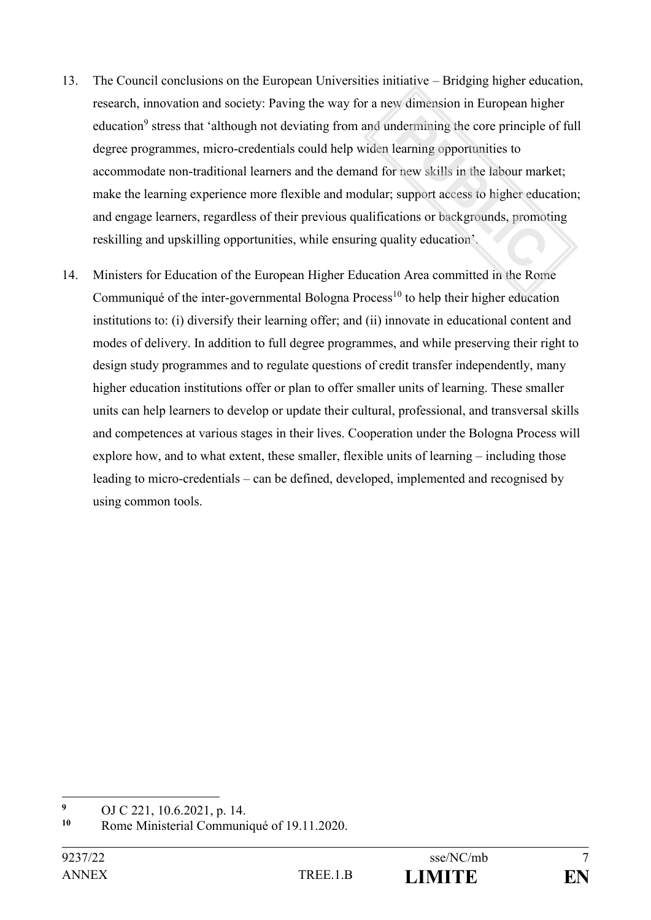13. The Council conclusions on the European Universities initiative – Bridging higher education, research, innovation and society: Paving the way for a new dimension in European higher education[9] stress that 'although not deviating from and undermining the core principle of full degree programmes, micro-credentials could help widen learning opportunities to accommodate non-traditional learners and the demand for new skills in the labour market; make the learning experience more flexible and modular; support access to higher education; and engage learners, regardless of their previous qualifications or backgrounds, promoting reskilling and upskilling opportunities, while ensuring quality education'.

14. Ministers for Education of the European Higher Education Area committed in the Rome Communiqué of the inter-governmental Bologna Process[10] to help their higher education institutions to: (i) diversify their learning offer; and (ii) innovate in educational content and modes of delivery. In addition to full degree programmes, and while preserving their right to design study programmes and to regulate questions of credit transfer independently, many higher education institutions offer or plan to offer smaller units of learning. These smaller units can help learners to develop or update their cultural, professional, and transversal skills and competences at various stages in their lives. Cooperation under the Bologna Process will explore how, and to what extent, these smaller, flexible units of learning – including those leading to micro-credentials – can be defined, developed, implemented and recognised by using common tools.

---

[9] OJ C 221, 10.6.2021, p. 14.

[10] Rome Ministerial Communiqué of 19.11.2020.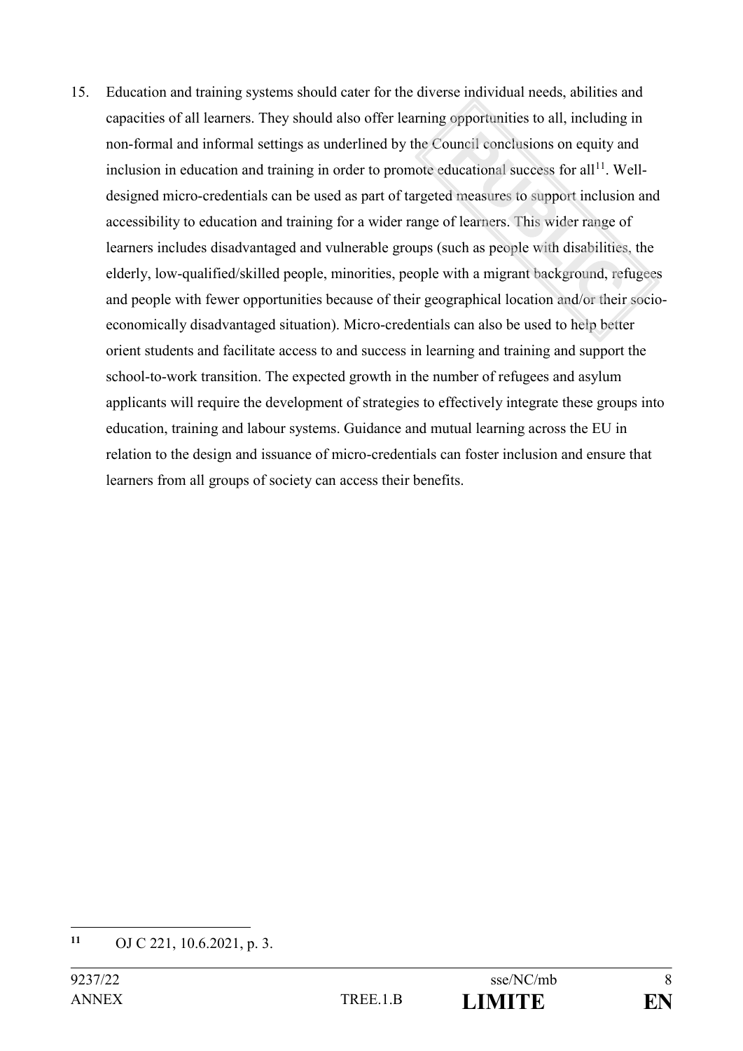15. Education and training systems should cater for the diverse individual needs, abilities and capacities of all learners. They should also offer learning opportunities to all, including in non-formal and informal settings as underlined by the Council conclusions on equity and inclusion in education and training in order to promote educational success for all[11]. Well-designed micro-credentials can be used as part of targeted measures to support inclusion and accessibility to education and training for a wider range of learners. This wider range of learners includes disadvantaged and vulnerable groups (such as people with disabilities, the elderly, low-qualified/skilled people, minorities, people with a migrant background, refugees and people with fewer opportunities because of their geographical location and/or their socio-economically disadvantaged situation). Micro-credentials can also be used to help better orient students and facilitate access to and success in learning and training and support the school-to-work transition. The expected growth in the number of refugees and asylum applicants will require the development of strategies to effectively integrate these groups into education, training and labour systems. Guidance and mutual learning across the EU in relation to the design and issuance of micro-credentials can foster inclusion and ensure that learners from all groups of society can access their benefits.

---

[11] OJ C 221, 10.6.2021, p. 3.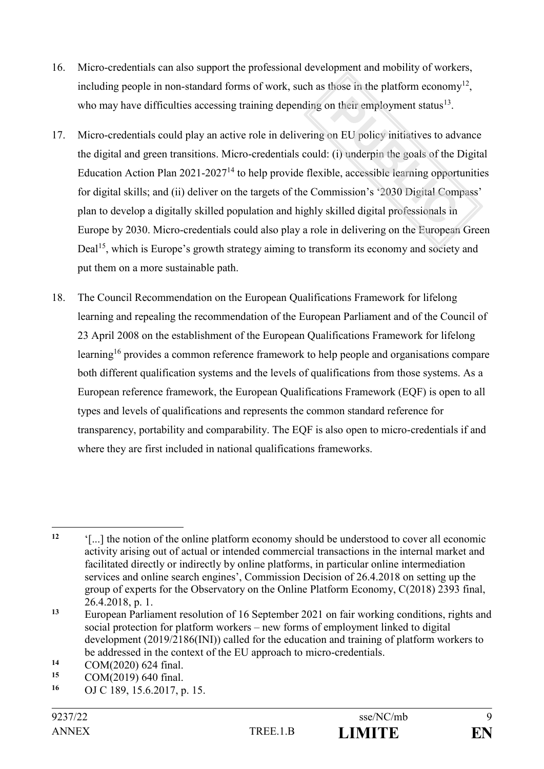16. Micro-credentials can also support the professional development and mobility of workers, including people in non-standard forms of work, such as those in the platform economy[12], who may have difficulties accessing training depending on their employment status[13].

17. Micro-credentials could play an active role in delivering on EU policy initiatives to advance the digital and green transitions. Micro-credentials could: (i) underpin the goals of the Digital Education Action Plan 2021-2027[14] to help provide flexible, accessible learning opportunities for digital skills; and (ii) deliver on the targets of the Commission's '2030 Digital Compass' plan to develop a digitally skilled population and highly skilled digital professionals in Europe by 2030. Micro-credentials could also play a role in delivering on the European Green Deal[15], which is Europe's growth strategy aiming to transform its economy and society and put them on a more sustainable path.

18. The Council Recommendation on the European Qualifications Framework for lifelong learning and repealing the recommendation of the European Parliament and of the Council of 23 April 2008 on the establishment of the European Qualifications Framework for lifelong learning[16] provides a common reference framework to help people and organisations compare both different qualification systems and the levels of qualifications from those systems. As a European reference framework, the European Qualifications Framework (EQF) is open to all types and levels of qualifications and represents the common standard reference for transparency, portability and comparability. The EQF is also open to micro-credentials if and where they are first included in national qualifications frameworks.

---

[12] '[...] the notion of the online platform economy should be understood to cover all economic activity arising out of actual or intended commercial transactions in the internal market and facilitated directly or indirectly by online platforms, in particular online intermediation services and online search engines', Commission Decision of 26.4.2018 on setting up the group of experts for the Observatory on the Online Platform Economy, C(2018) 2393 final, 26.4.2018, p. 1.

[13] European Parliament resolution of 16 September 2021 on fair working conditions, rights and social protection for platform workers – new forms of employment linked to digital development (2019/2186(INI)) called for the education and training of platform workers to be addressed in the context of the EU approach to micro-credentials.

[14] COM(2020) 624 final.

[15] COM(2019) 640 final.

[16] OJ C 189, 15.6.2017, p. 15.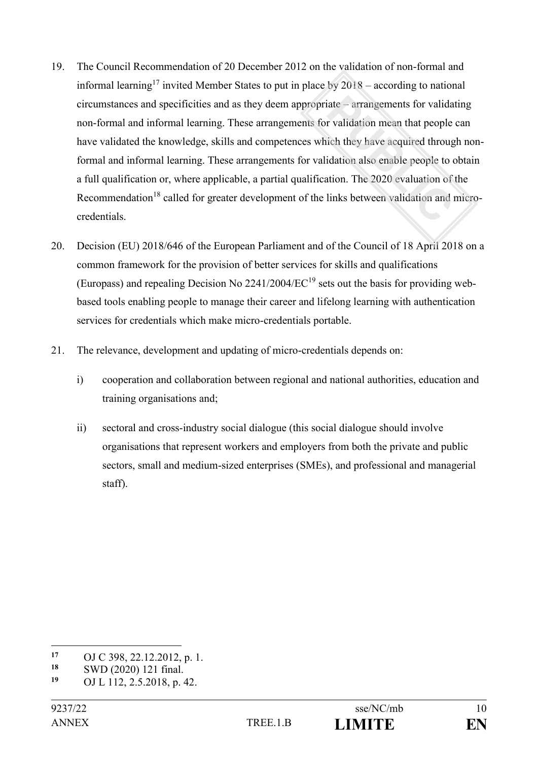19. The Council Recommendation of 20 December 2012 on the validation of non-formal and informal learning[17] invited Member States to put in place by 2018 – according to national circumstances and specificities and as they deem appropriate – arrangements for validating non-formal and informal learning. These arrangements for validation mean that people can have validated the knowledge, skills and competences which they have acquired through non-formal and informal learning. These arrangements for validation also enable people to obtain a full qualification or, where applicable, a partial qualification. The 2020 evaluation of the Recommendation[18] called for greater development of the links between validation and micro-credentials.

20. Decision (EU) 2018/646 of the European Parliament and of the Council of 18 April 2018 on a common framework for the provision of better services for skills and qualifications (Europass) and repealing Decision No 2241/2004/EC[19] sets out the basis for providing web-based tools enabling people to manage their career and lifelong learning with authentication services for credentials which make micro-credentials portable.

21. The relevance, development and updating of micro-credentials depends on:

    i) cooperation and collaboration between regional and national authorities, education and training organisations and;

    ii) sectoral and cross-industry social dialogue (this social dialogue should involve organisations that represent workers and employers from both the private and public sectors, small and medium-sized enterprises (SMEs), and professional and managerial staff).

---

[17] OJ C 398, 22.12.2012, p. 1.

[18] SWD (2020) 121 final.

[19] OJ L 112, 2.5.2018, p. 42.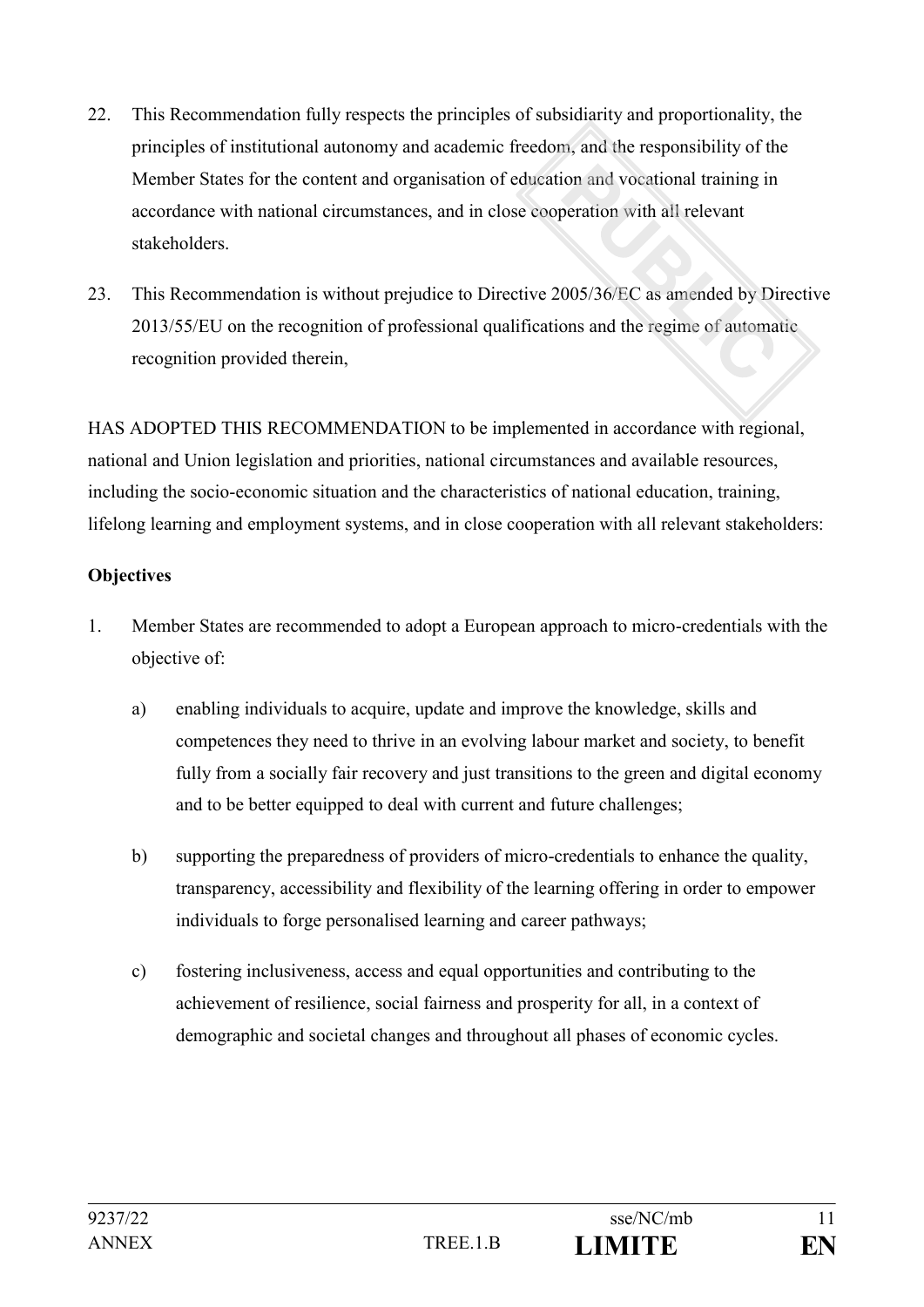22. This Recommendation fully respects the principles of subsidiarity and proportionality, the principles of institutional autonomy and academic freedom, and the responsibility of the Member States for the content and organisation of education and vocational training in accordance with national circumstances, and in close cooperation with all relevant stakeholders.

23. This Recommendation is without prejudice to Directive 2005/36/EC as amended by Directive 2013/55/EU on the recognition of professional qualifications and the regime of automatic recognition provided therein,

HAS ADOPTED THIS RECOMMENDATION to be implemented in accordance with regional, national and Union legislation and priorities, national circumstances and available resources, including the socio-economic situation and the characteristics of national education, training, lifelong learning and employment systems, and in close cooperation with all relevant stakeholders:

**Objectives**

1. Member States are recommended to adopt a European approach to micro-credentials with the objective of:

   a) enabling individuals to acquire, update and improve the knowledge, skills and competences they need to thrive in an evolving labour market and society, to benefit fully from a socially fair recovery and just transitions to the green and digital economy and to be better equipped to deal with current and future challenges;

   b) supporting the preparedness of providers of micro-credentials to enhance the quality, transparency, accessibility and flexibility of the learning offering in order to empower individuals to forge personalised learning and career pathways;

   c) fostering inclusiveness, access and equal opportunities and contributing to the achievement of resilience, social fairness and prosperity for all, in a context of demographic and societal changes and throughout all phases of economic cycles.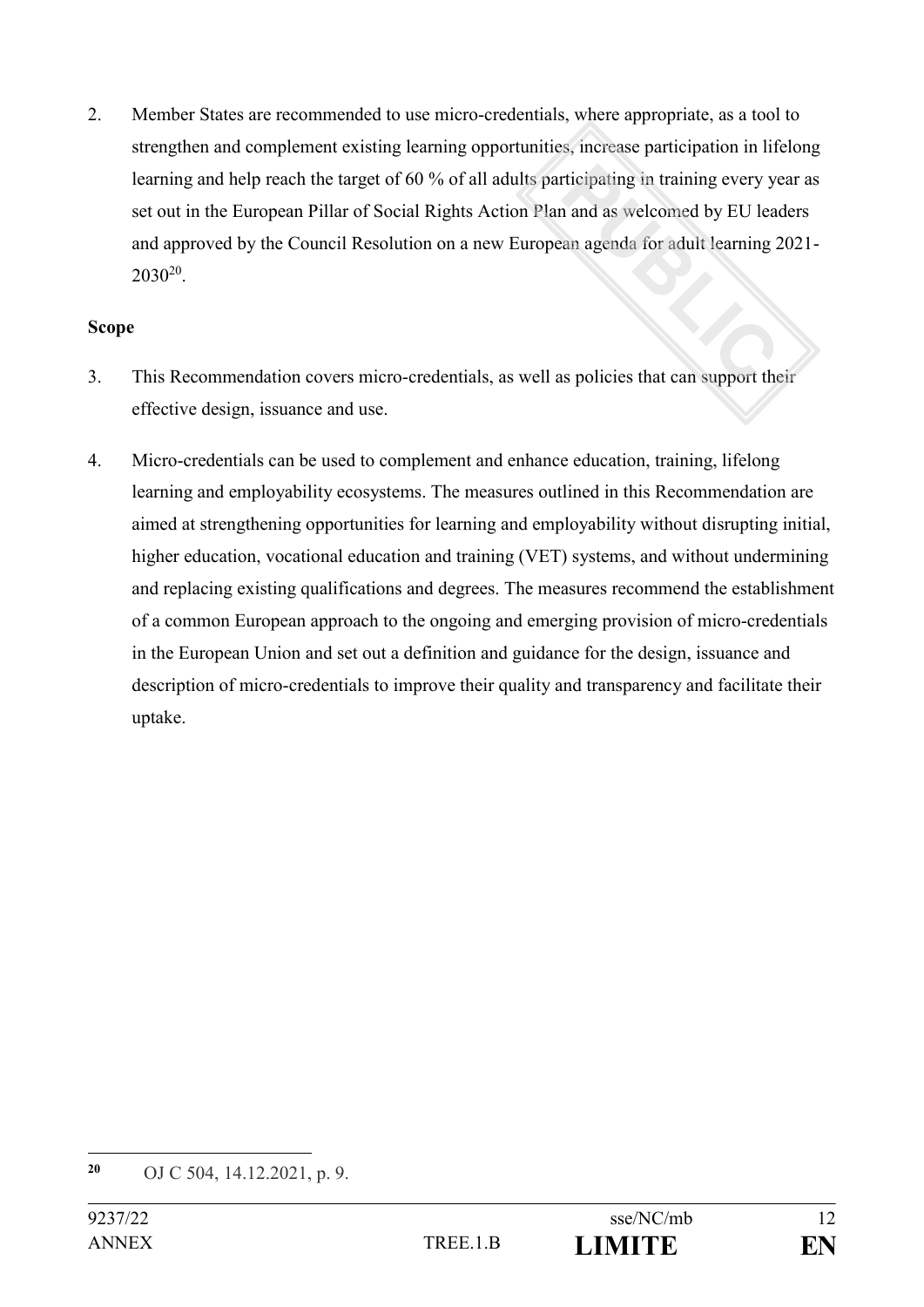2. Member States are recommended to use micro-credentials, where appropriate, as a tool to strengthen and complement existing learning opportunities, increase participation in lifelong learning and help reach the target of 60 % of all adults participating in training every year as set out in the European Pillar of Social Rights Action Plan and as welcomed by EU leaders and approved by the Council Resolution on a new European agenda for adult learning 2021-2030[20].

**Scope**

3. This Recommendation covers micro-credentials, as well as policies that can support their effective design, issuance and use.

4. Micro-credentials can be used to complement and enhance education, training, lifelong learning and employability ecosystems. The measures outlined in this Recommendation are aimed at strengthening opportunities for learning and employability without disrupting initial, higher education, vocational education and training (VET) systems, and without undermining and replacing existing qualifications and degrees. The measures recommend the establishment of a common European approach to the ongoing and emerging provision of micro-credentials in the European Union and set out a definition and guidance for the design, issuance and description of micro-credentials to improve their quality and transparency and facilitate their uptake.

---

[20] OJ C 504, 14.12.2021, p. 9.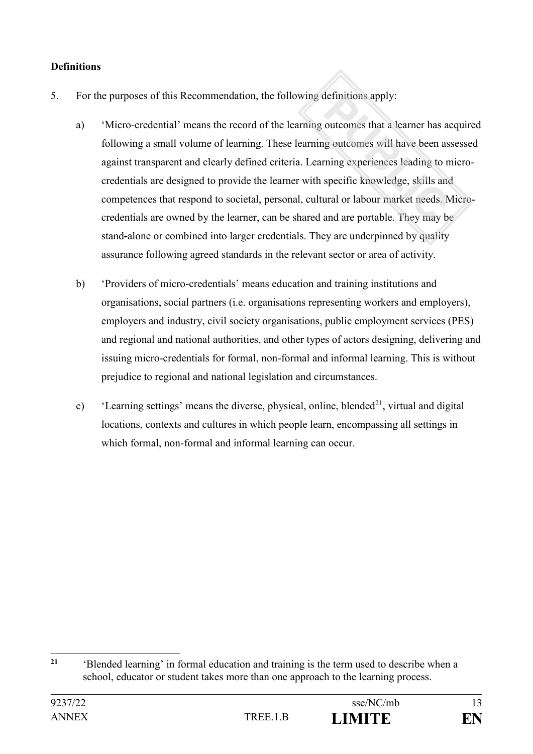**Definitions**

5. For the purposes of this Recommendation, the following definitions apply:

   a) 'Micro-credential' means the record of the learning outcomes that a learner has acquired following a small volume of learning. These learning outcomes will have been assessed against transparent and clearly defined criteria. Learning experiences leading to micro-credentials are designed to provide the learner with specific knowledge, skills and competences that respond to societal, personal, cultural or labour market needs. Micro-credentials are owned by the learner, can be shared and are portable. They may be stand-alone or combined into larger credentials. They are underpinned by quality assurance following agreed standards in the relevant sector or area of activity.

   b) 'Providers of micro-credentials' means education and training institutions and organisations, social partners (i.e. organisations representing workers and employers), employers and industry, civil society organisations, public employment services (PES) and regional and national authorities, and other types of actors designing, delivering and issuing micro-credentials for formal, non-formal and informal learning. This is without prejudice to regional and national legislation and circumstances.

   c) 'Learning settings' means the diverse, physical, online, blended[21], virtual and digital locations, contexts and cultures in which people learn, encompassing all settings in which formal, non-formal and informal learning can occur.

---

[21] 'Blended learning' in formal education and training is the term used to describe when a school, educator or student takes more than one approach to the learning process.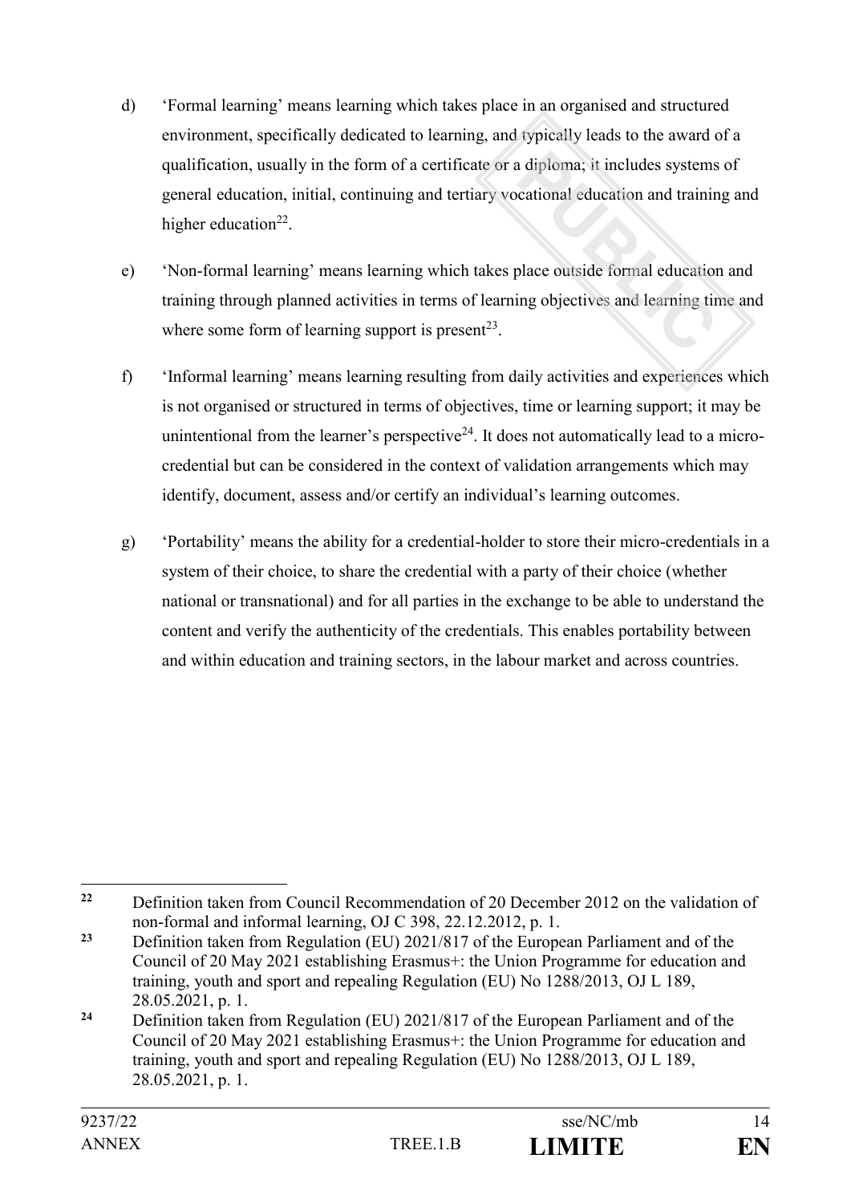d) 'Formal learning' means learning which takes place in an organised and structured environment, specifically dedicated to learning, and typically leads to the award of a qualification, usually in the form of a certificate or a diploma; it includes systems of general education, initial, continuing and tertiary vocational education and training and higher education[22].

e) 'Non-formal learning' means learning which takes place outside formal education and training through planned activities in terms of learning objectives and learning time and where some form of learning support is present[23].

f) 'Informal learning' means learning resulting from daily activities and experiences which is not organised or structured in terms of objectives, time or learning support; it may be unintentional from the learner's perspective[24]. It does not automatically lead to a micro-credential but can be considered in the context of validation arrangements which may identify, document, assess and/or certify an individual's learning outcomes.

g) 'Portability' means the ability for a credential-holder to store their micro-credentials in a system of their choice, to share the credential with a party of their choice (whether national or transnational) and for all parties in the exchange to be able to understand the content and verify the authenticity of the credentials. This enables portability between and within education and training sectors, in the labour market and across countries.

---

[22] Definition taken from Council Recommendation of 20 December 2012 on the validation of non-formal and informal learning, OJ C 398, 22.12.2012, p. 1.

[23] Definition taken from Regulation (EU) 2021/817 of the European Parliament and of the Council of 20 May 2021 establishing Erasmus+: the Union Programme for education and training, youth and sport and repealing Regulation (EU) No 1288/2013, OJ L 189, 28.05.2021, p. 1.

[24] Definition taken from Regulation (EU) 2021/817 of the European Parliament and of the Council of 20 May 2021 establishing Erasmus+: the Union Programme for education and training, youth and sport and repealing Regulation (EU) No 1288/2013, OJ L 189, 28.05.2021, p. 1.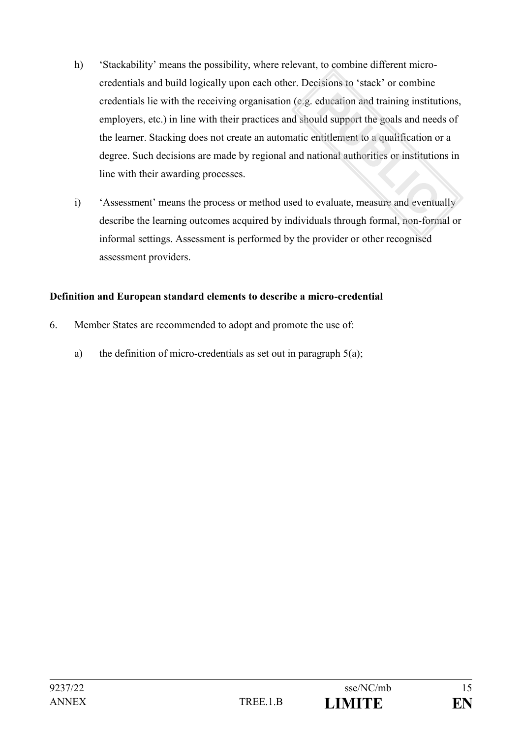h) 'Stackability' means the possibility, where relevant, to combine different micro-credentials and build logically upon each other. Decisions to 'stack' or combine credentials lie with the receiving organisation (e.g. education and training institutions, employers, etc.) in line with their practices and should support the goals and needs of the learner. Stacking does not create an automatic entitlement to a qualification or a degree. Such decisions are made by regional and national authorities or institutions in line with their awarding processes.

i) 'Assessment' means the process or method used to evaluate, measure and eventually describe the learning outcomes acquired by individuals through formal, non-formal or informal settings. Assessment is performed by the provider or other recognised assessment providers.

**Definition and European standard elements to describe a micro-credential**

6. Member States are recommended to adopt and promote the use of:

   a) the definition of micro-credentials as set out in paragraph 5(a);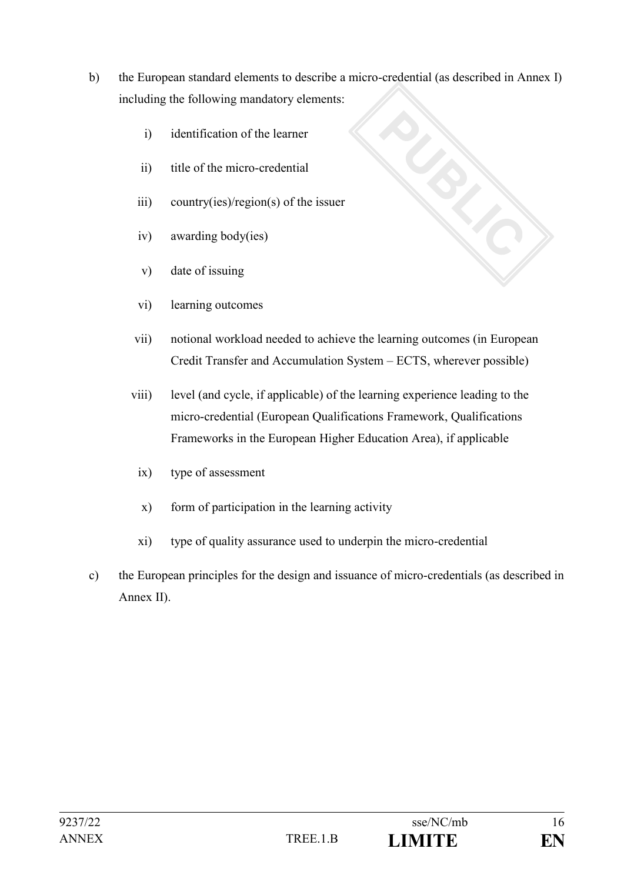b) the European standard elements to describe a micro-credential (as described in Annex I) including the following mandatory elements:

   i) identification of the learner

   ii) title of the micro-credential

   iii) country(ies)/region(s) of the issuer

   iv) awarding body(ies)

   v) date of issuing

   vi) learning outcomes

   vii) notional workload needed to achieve the learning outcomes (in European Credit Transfer and Accumulation System – ECTS, wherever possible)

   viii) level (and cycle, if applicable) of the learning experience leading to the micro-credential (European Qualifications Framework, Qualifications Frameworks in the European Higher Education Area), if applicable

   ix) type of assessment

   x) form of participation in the learning activity

   xi) type of quality assurance used to underpin the micro-credential

c) the European principles for the design and issuance of micro-credentials (as described in Annex II).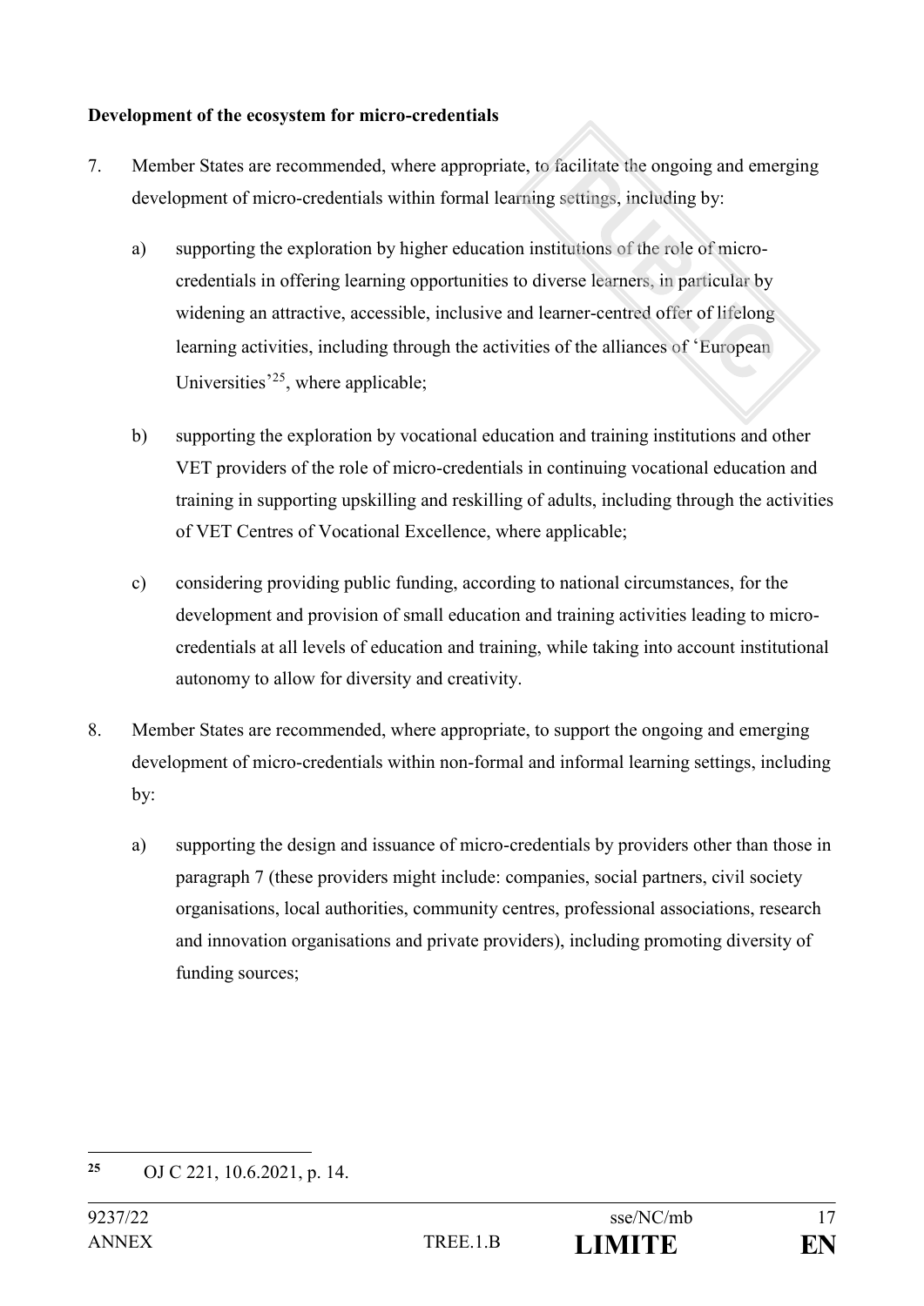**Development of the ecosystem for micro-credentials**

7. Member States are recommended, where appropriate, to facilitate the ongoing and emerging development of micro-credentials within formal learning settings, including by:

    a) supporting the exploration by higher education institutions of the role of micro-credentials in offering learning opportunities to diverse learners, in particular by widening an attractive, accessible, inclusive and learner-centred offer of lifelong learning activities, including through the activities of the alliances of 'European Universities'[25], where applicable;

    b) supporting the exploration by vocational education and training institutions and other VET providers of the role of micro-credentials in continuing vocational education and training in supporting upskilling and reskilling of adults, including through the activities of VET Centres of Vocational Excellence, where applicable;

    c) considering providing public funding, according to national circumstances, for the development and provision of small education and training activities leading to micro-credentials at all levels of education and training, while taking into account institutional autonomy to allow for diversity and creativity.

8. Member States are recommended, where appropriate, to support the ongoing and emerging development of micro-credentials within non-formal and informal learning settings, including by:

    a) supporting the design and issuance of micro-credentials by providers other than those in paragraph 7 (these providers might include: companies, social partners, civil society organisations, local authorities, community centres, professional associations, research and innovation organisations and private providers), including promoting diversity of funding sources;

---

[25] OJ C 221, 10.6.2021, p. 14.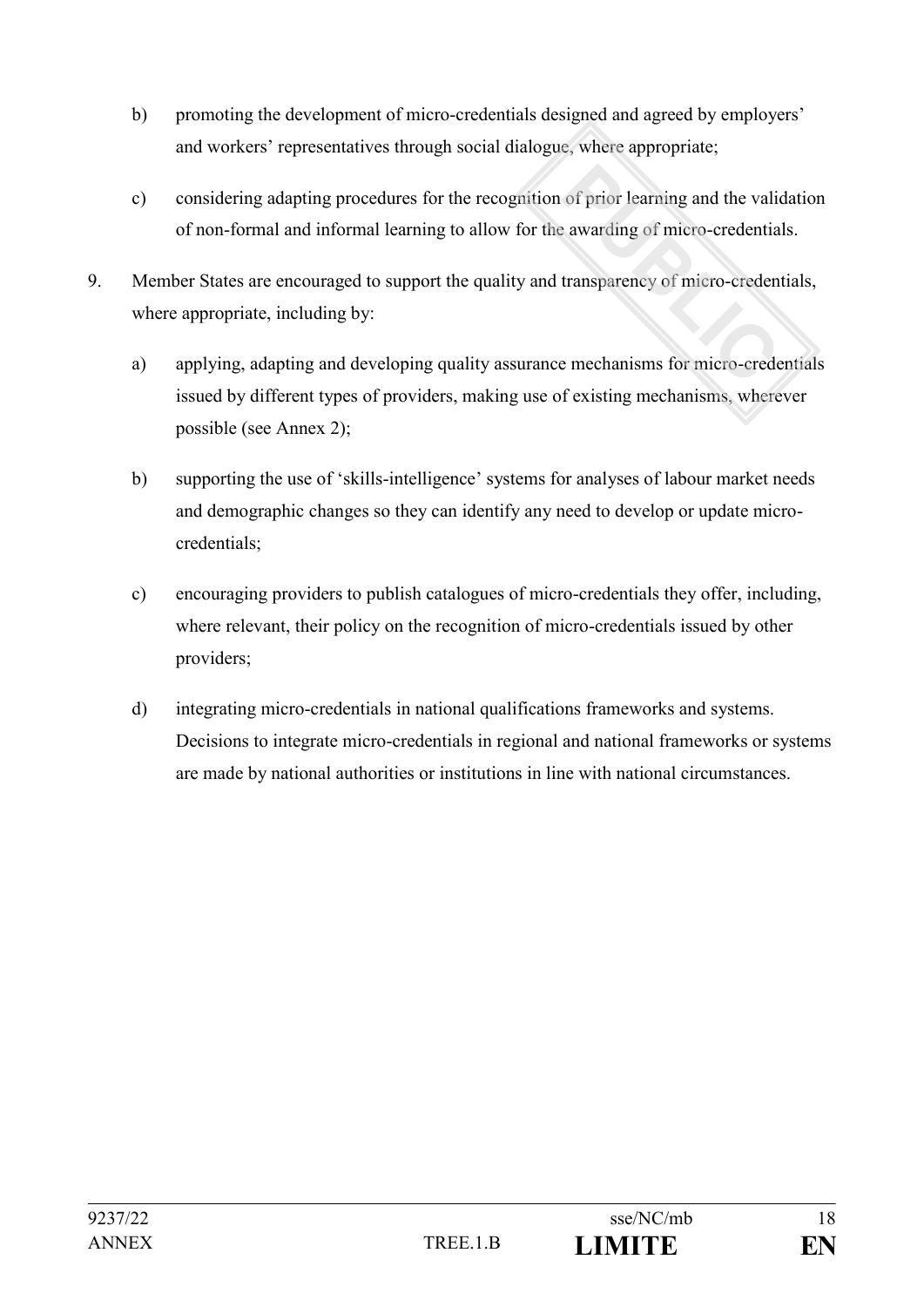b) promoting the development of micro-credentials designed and agreed by employers' and workers' representatives through social dialogue, where appropriate;

c) considering adapting procedures for the recognition of prior learning and the validation of non-formal and informal learning to allow for the awarding of micro-credentials.

9. Member States are encouraged to support the quality and transparency of micro-credentials, where appropriate, including by:

   a) applying, adapting and developing quality assurance mechanisms for micro-credentials issued by different types of providers, making use of existing mechanisms, wherever possible (see Annex 2);

   b) supporting the use of 'skills-intelligence' systems for analyses of labour market needs and demographic changes so they can identify any need to develop or update micro-credentials;

   c) encouraging providers to publish catalogues of micro-credentials they offer, including, where relevant, their policy on the recognition of micro-credentials issued by other providers;

   d) integrating micro-credentials in national qualifications frameworks and systems. Decisions to integrate micro-credentials in regional and national frameworks or systems are made by national authorities or institutions in line with national circumstances.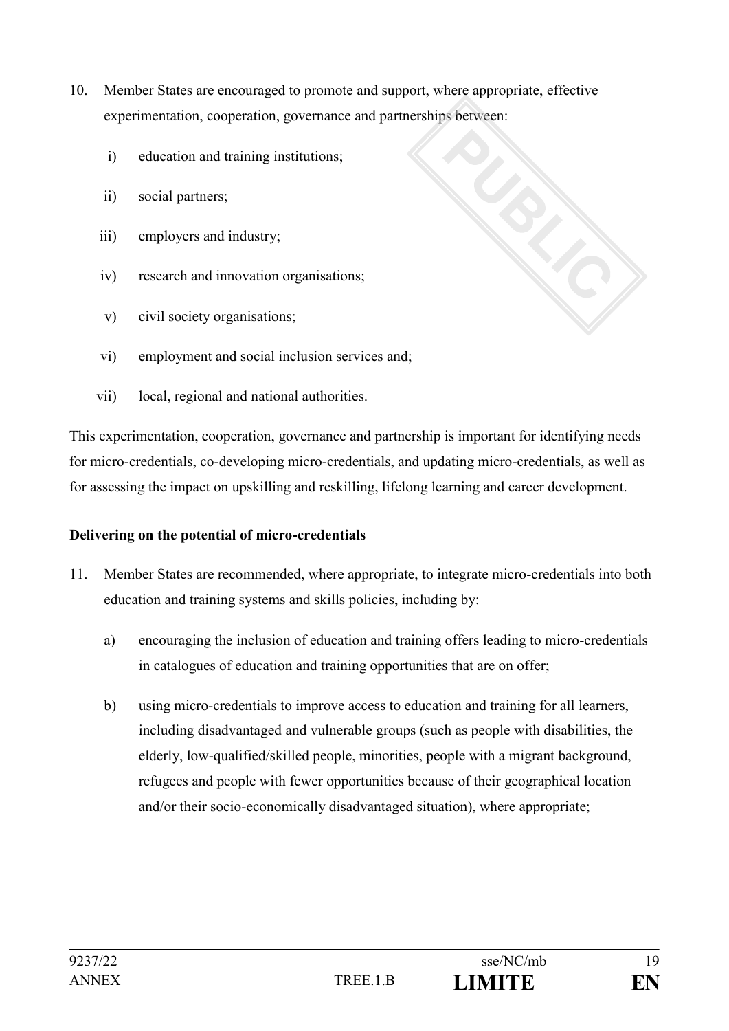10. Member States are encouraged to promote and support, where appropriate, effective experimentation, cooperation, governance and partnerships between:

    i) education and training institutions;

    ii) social partners;

    iii) employers and industry;

    iv) research and innovation organisations;

    v) civil society organisations;

    vi) employment and social inclusion services and;

    vii) local, regional and national authorities.

This experimentation, cooperation, governance and partnership is important for identifying needs for micro-credentials, co-developing micro-credentials, and updating micro-credentials, as well as for assessing the impact on upskilling and reskilling, lifelong learning and career development.

**Delivering on the potential of micro-credentials**

11. Member States are recommended, where appropriate, to integrate micro-credentials into both education and training systems and skills policies, including by:

    a) encouraging the inclusion of education and training offers leading to micro-credentials in catalogues of education and training opportunities that are on offer;

    b) using micro-credentials to improve access to education and training for all learners, including disadvantaged and vulnerable groups (such as people with disabilities, the elderly, low-qualified/skilled people, minorities, people with a migrant background, refugees and people with fewer opportunities because of their geographical location and/or their socio-economically disadvantaged situation), where appropriate;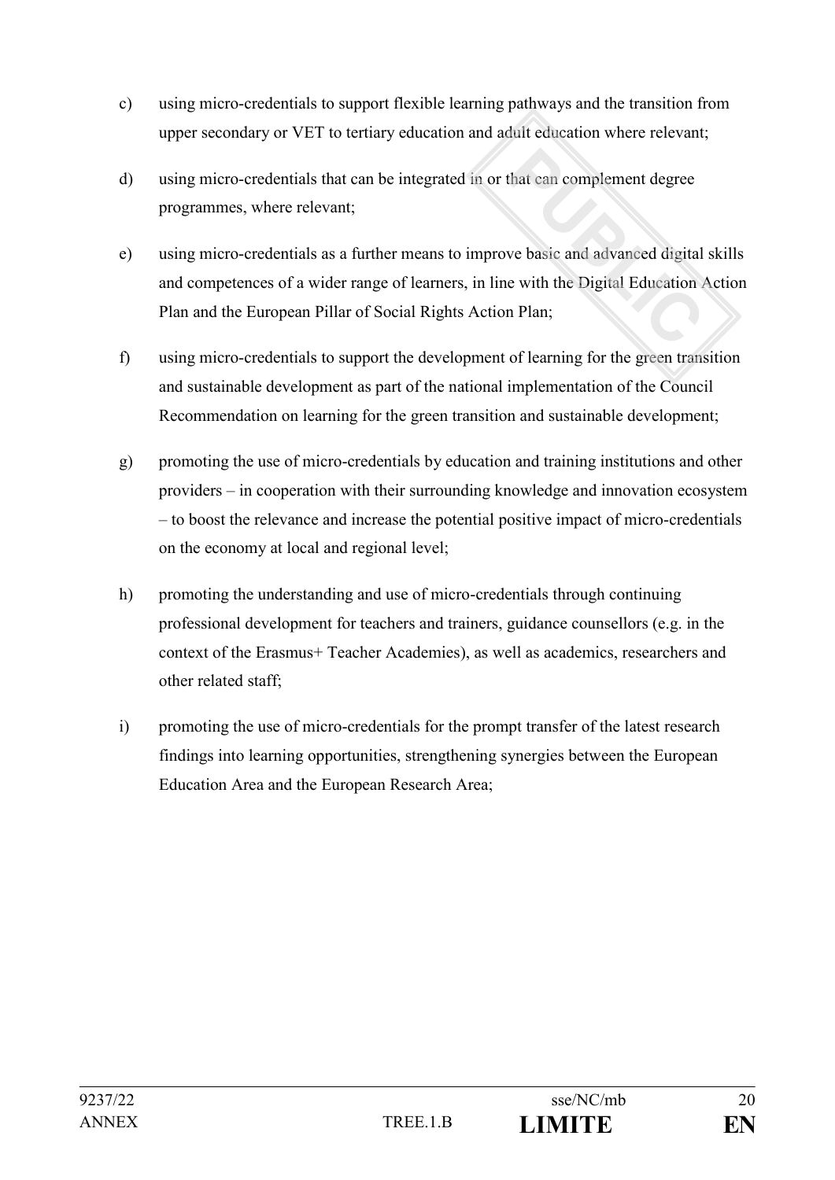c) using micro-credentials to support flexible learning pathways and the transition from upper secondary or VET to tertiary education and adult education where relevant;

d) using micro-credentials that can be integrated in or that can complement degree programmes, where relevant;

e) using micro-credentials as a further means to improve basic and advanced digital skills and competences of a wider range of learners, in line with the Digital Education Action Plan and the European Pillar of Social Rights Action Plan;

f) using micro-credentials to support the development of learning for the green transition and sustainable development as part of the national implementation of the Council Recommendation on learning for the green transition and sustainable development;

g) promoting the use of micro-credentials by education and training institutions and other providers – in cooperation with their surrounding knowledge and innovation ecosystem – to boost the relevance and increase the potential positive impact of micro-credentials on the economy at local and regional level;

h) promoting the understanding and use of micro-credentials through continuing professional development for teachers and trainers, guidance counsellors (e.g. in the context of the Erasmus+ Teacher Academies), as well as academics, researchers and other related staff;

i) promoting the use of micro-credentials for the prompt transfer of the latest research findings into learning opportunities, strengthening synergies between the European Education Area and the European Research Area;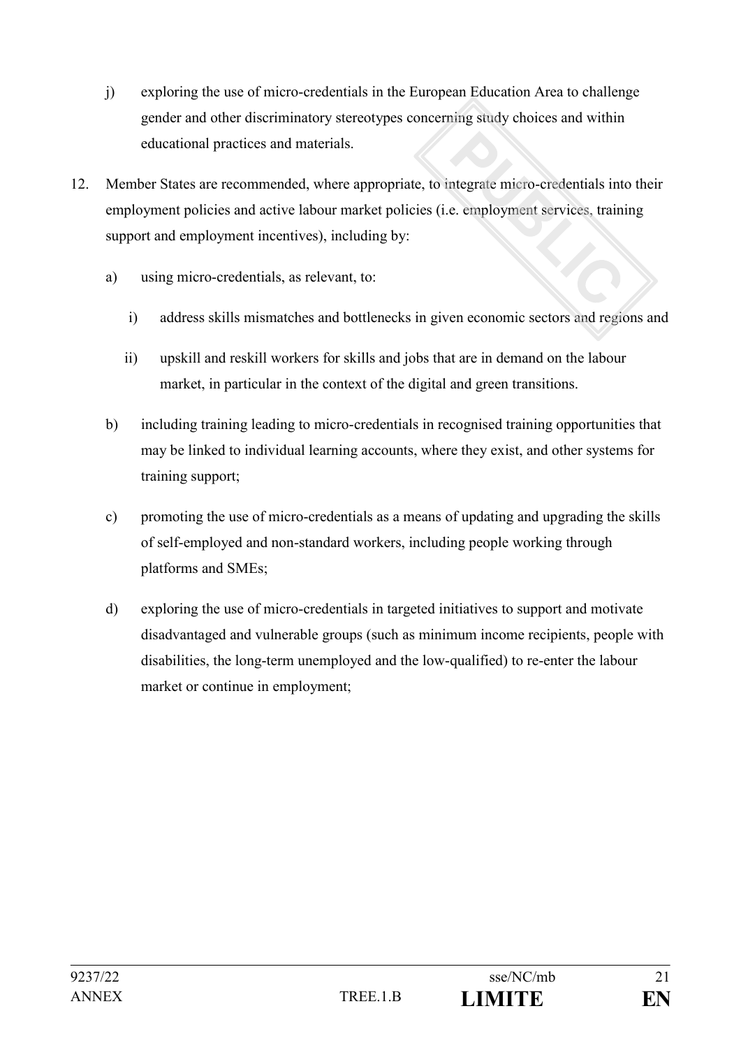j) exploring the use of micro-credentials in the European Education Area to challenge gender and other discriminatory stereotypes concerning study choices and within educational practices and materials.

12. Member States are recommended, where appropriate, to integrate micro-credentials into their employment policies and active labour market policies (i.e. employment services, training support and employment incentives), including by:

    a) using micro-credentials, as relevant, to:

        i) address skills mismatches and bottlenecks in given economic sectors and regions and

        ii) upskill and reskill workers for skills and jobs that are in demand on the labour market, in particular in the context of the digital and green transitions.

    b) including training leading to micro-credentials in recognised training opportunities that may be linked to individual learning accounts, where they exist, and other systems for training support;

    c) promoting the use of micro-credentials as a means of updating and upgrading the skills of self-employed and non-standard workers, including people working through platforms and SMEs;

    d) exploring the use of micro-credentials in targeted initiatives to support and motivate disadvantaged and vulnerable groups (such as minimum income recipients, people with disabilities, the long-term unemployed and the low-qualified) to re-enter the labour market or continue in employment;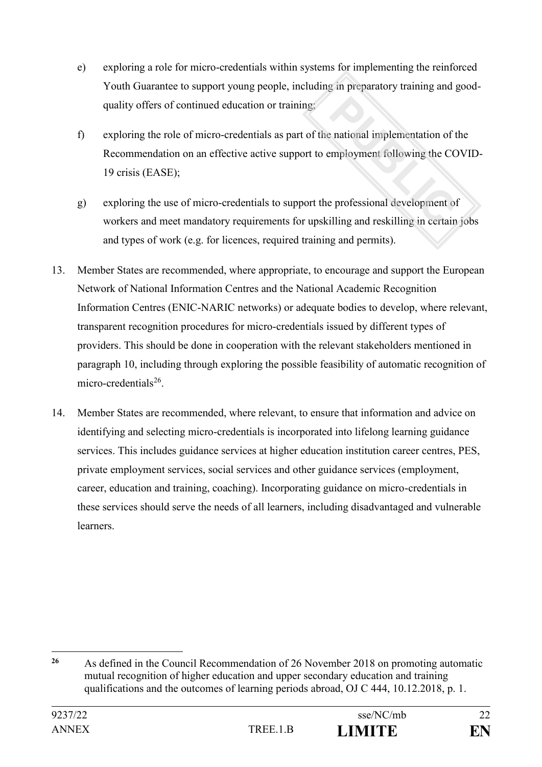e) exploring a role for micro-credentials within systems for implementing the reinforced Youth Guarantee to support young people, including in preparatory training and good-quality offers of continued education or training;

f) exploring the role of micro-credentials as part of the national implementation of the Recommendation on an effective active support to employment following the COVID-19 crisis (EASE);

g) exploring the use of micro-credentials to support the professional development of workers and meet mandatory requirements for upskilling and reskilling in certain jobs and types of work (e.g. for licences, required training and permits).

13. Member States are recommended, where appropriate, to encourage and support the European Network of National Information Centres and the National Academic Recognition Information Centres (ENIC-NARIC networks) or adequate bodies to develop, where relevant, transparent recognition procedures for micro-credentials issued by different types of providers. This should be done in cooperation with the relevant stakeholders mentioned in paragraph 10, including through exploring the possible feasibility of automatic recognition of micro-credentials[26].

14. Member States are recommended, where relevant, to ensure that information and advice on identifying and selecting micro-credentials is incorporated into lifelong learning guidance services. This includes guidance services at higher education institution career centres, PES, private employment services, social services and other guidance services (employment, career, education and training, coaching). Incorporating guidance on micro-credentials in these services should serve the needs of all learners, including disadvantaged and vulnerable learners.

---

[26] As defined in the Council Recommendation of 26 November 2018 on promoting automatic mutual recognition of higher education and upper secondary education and training qualifications and the outcomes of learning periods abroad, OJ C 444, 10.12.2018, p. 1.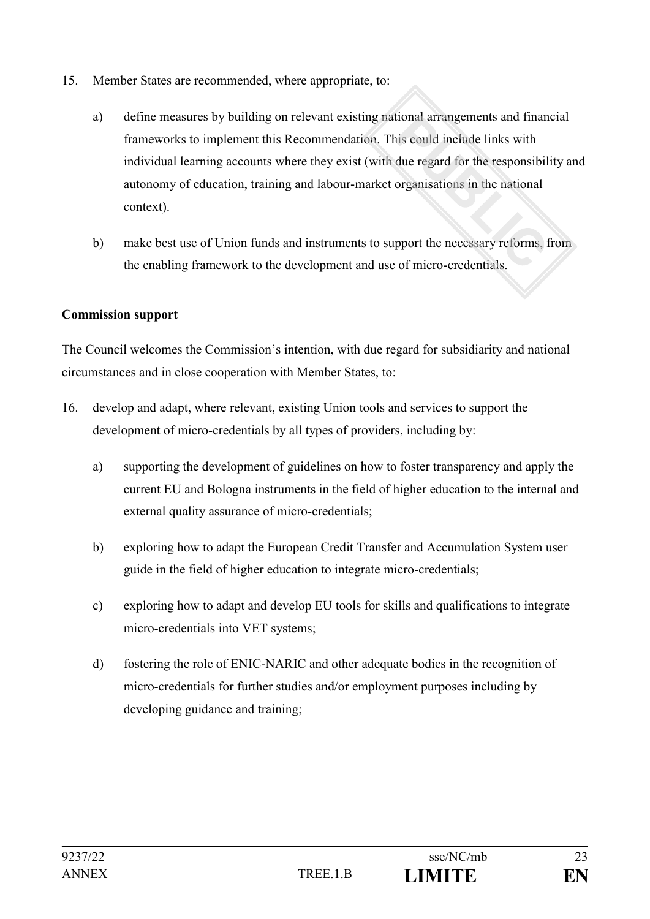15. Member States are recommended, where appropriate, to:

    a) define measures by building on relevant existing national arrangements and financial frameworks to implement this Recommendation. This could include links with individual learning accounts where they exist (with due regard for the responsibility and autonomy of education, training and labour-market organisations in the national context).

    b) make best use of Union funds and instruments to support the necessary reforms, from the enabling framework to the development and use of micro-credentials.

**Commission support**

The Council welcomes the Commission's intention, with due regard for subsidiarity and national circumstances and in close cooperation with Member States, to:

16. develop and adapt, where relevant, existing Union tools and services to support the development of micro-credentials by all types of providers, including by:

    a) supporting the development of guidelines on how to foster transparency and apply the current EU and Bologna instruments in the field of higher education to the internal and external quality assurance of micro-credentials;

    b) exploring how to adapt the European Credit Transfer and Accumulation System user guide in the field of higher education to integrate micro-credentials;

    c) exploring how to adapt and develop EU tools for skills and qualifications to integrate micro-credentials into VET systems;

    d) fostering the role of ENIC-NARIC and other adequate bodies in the recognition of micro-credentials for further studies and/or employment purposes including by developing guidance and training;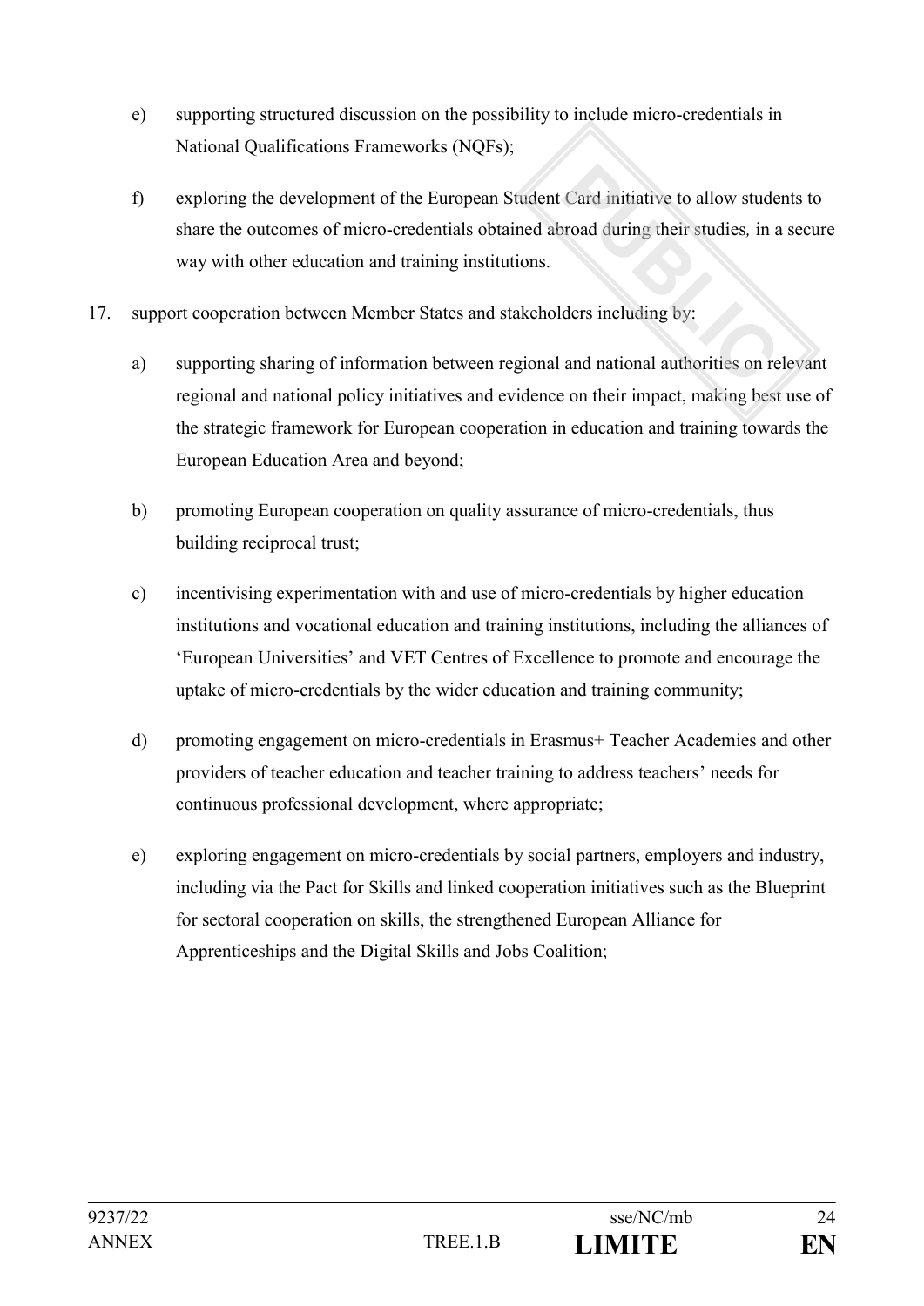e) supporting structured discussion on the possibility to include micro-credentials in National Qualifications Frameworks (NQFs);

f) exploring the development of the European Student Card initiative to allow students to share the outcomes of micro-credentials obtained abroad during their studies, in a secure way with other education and training institutions.

17. support cooperation between Member States and stakeholders including by:

a) supporting sharing of information between regional and national authorities on relevant regional and national policy initiatives and evidence on their impact, making best use of the strategic framework for European cooperation in education and training towards the European Education Area and beyond;

b) promoting European cooperation on quality assurance of micro-credentials, thus building reciprocal trust;

c) incentivising experimentation with and use of micro-credentials by higher education institutions and vocational education and training institutions, including the alliances of 'European Universities' and VET Centres of Excellence to promote and encourage the uptake of micro-credentials by the wider education and training community;

d) promoting engagement on micro-credentials in Erasmus+ Teacher Academies and other providers of teacher education and teacher training to address teachers' needs for continuous professional development, where appropriate;

e) exploring engagement on micro-credentials by social partners, employers and industry, including via the Pact for Skills and linked cooperation initiatives such as the Blueprint for sectoral cooperation on skills, the strengthened European Alliance for Apprenticeships and the Digital Skills and Jobs Coalition;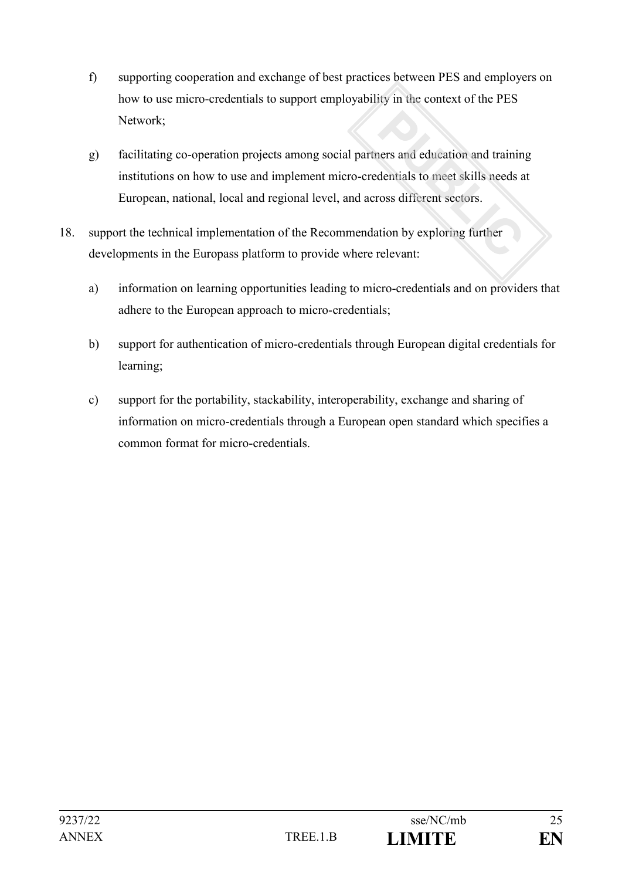f) supporting cooperation and exchange of best practices between PES and employers on how to use micro-credentials to support employability in the context of the PES Network;

g) facilitating co-operation projects among social partners and education and training institutions on how to use and implement micro-credentials to meet skills needs at European, national, local and regional level, and across different sectors.

18. support the technical implementation of the Recommendation by exploring further developments in the Europass platform to provide where relevant:

a) information on learning opportunities leading to micro-credentials and on providers that adhere to the European approach to micro-credentials;

b) support for authentication of micro-credentials through European digital credentials for learning;

c) support for the portability, stackability, interoperability, exchange and sharing of information on micro-credentials through a European open standard which specifies a common format for micro-credentials.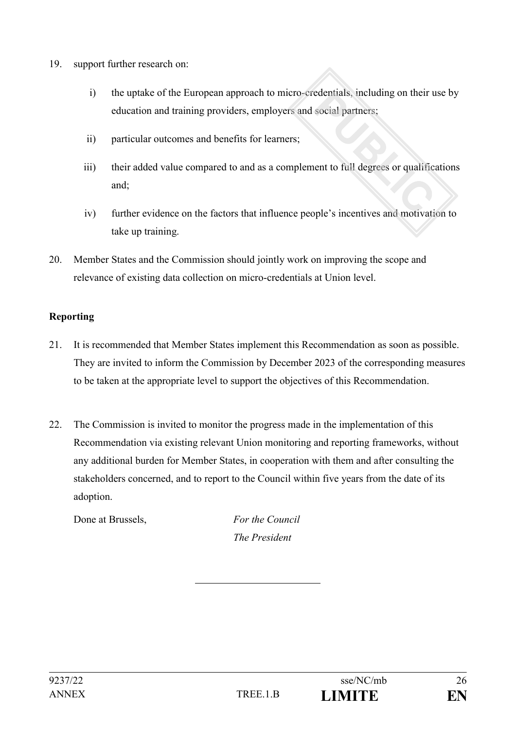19. support further research on:

    i) the uptake of the European approach to micro-credentials, including on their use by education and training providers, employers and social partners;

    ii) particular outcomes and benefits for learners;

    iii) their added value compared to and as a complement to full degrees or qualifications and;

    iv) further evidence on the factors that influence people's incentives and motivation to take up training.

20. Member States and the Commission should jointly work on improving the scope and relevance of existing data collection on micro-credentials at Union level.

**Reporting**

21. It is recommended that Member States implement this Recommendation as soon as possible. They are invited to inform the Commission by December 2023 of the corresponding measures to be taken at the appropriate level to support the objectives of this Recommendation.

22. The Commission is invited to monitor the progress made in the implementation of this Recommendation via existing relevant Union monitoring and reporting frameworks, without any additional burden for Member States, in cooperation with them and after consulting the stakeholders concerned, and to report to the Council within five years from the date of its adoption.

Done at Brussels, *For the Council*

*The President*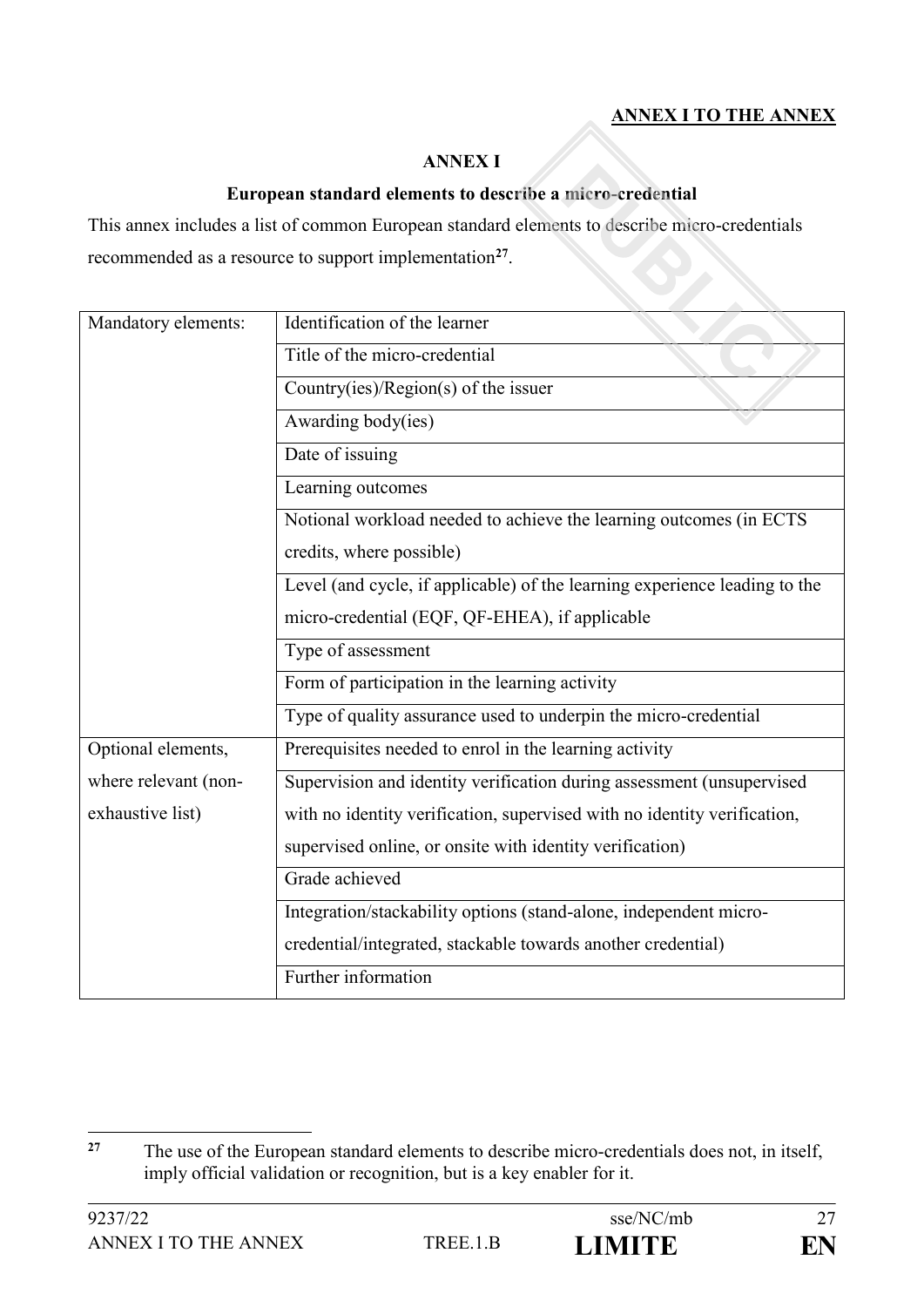**ANNEX I TO THE ANNEX**

## ANNEX I

### European standard elements to describe a micro-credential

This annex includes a list of common European standard elements to describe micro-credentials recommended as a resource to support implementation[27].

| | |
|---|---|
| Mandatory elements: | Identification of the learner |
| | Title of the micro-credential |
| | Country(ies)/Region(s) of the issuer |
| | Awarding body(ies) |
| | Date of issuing |
| | Learning outcomes |
| | Notional workload needed to achieve the learning outcomes (in ECTS credits, where possible) |
| | Level (and cycle, if applicable) of the learning experience leading to the micro-credential (EQF, QF-EHEA), if applicable |
| | Type of assessment |
| | Form of participation in the learning activity |
| | Type of quality assurance used to underpin the micro-credential |
| Optional elements, where relevant (non-exhaustive list) | Prerequisites needed to enrol in the learning activity |
| | Supervision and identity verification during assessment (unsupervised with no identity verification, supervised with no identity verification, supervised online, or onsite with identity verification) |
| | Grade achieved |
| | Integration/stackability options (stand-alone, independent micro-credential/integrated, stackable towards another credential) |
| | Further information |

[27] The use of the European standard elements to describe micro-credentials does not, in itself, imply official validation or recognition, but is a key enabler for it.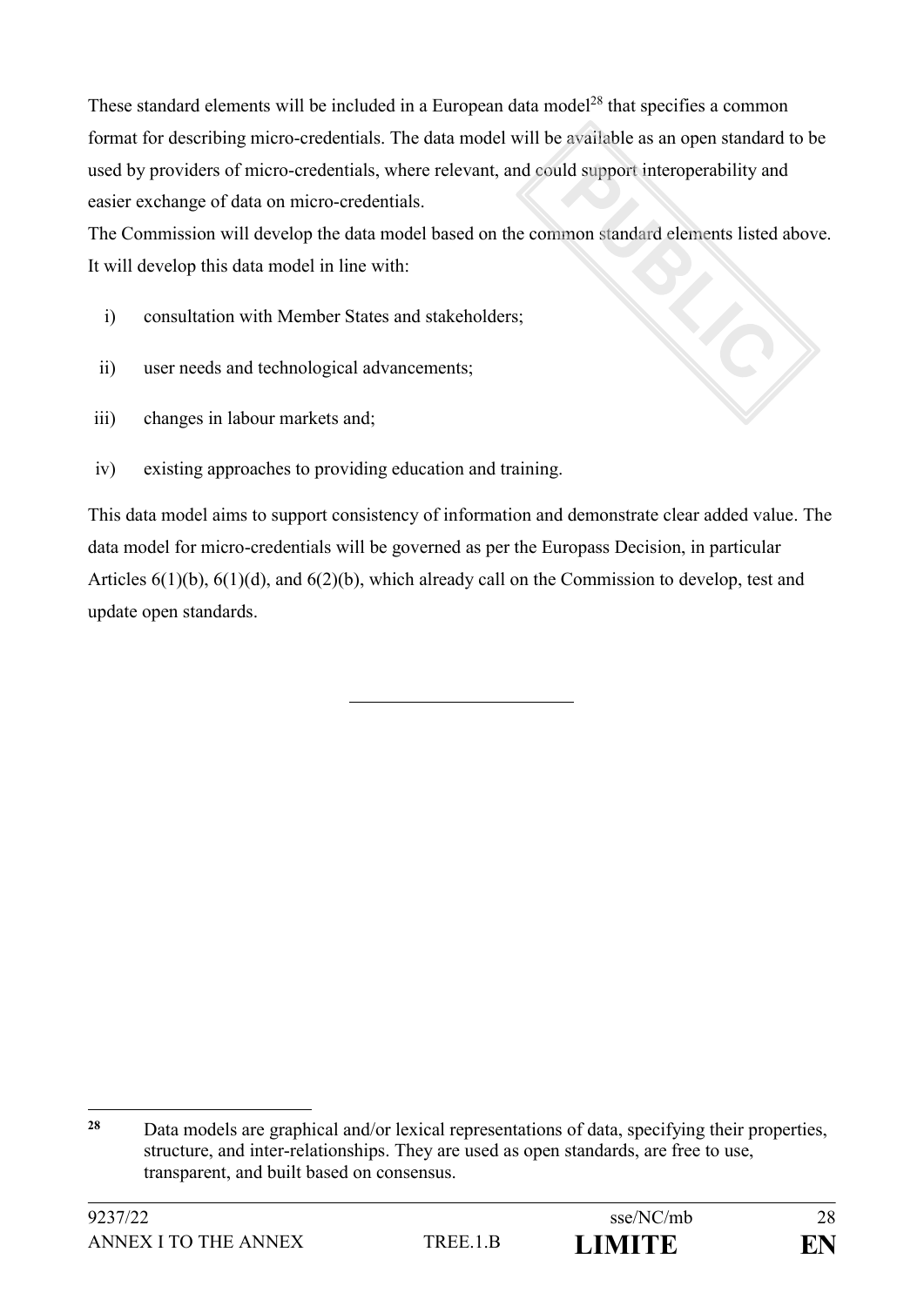These standard elements will be included in a European data model[28] that specifies a common format for describing micro-credentials. The data model will be available as an open standard to be used by providers of micro-credentials, where relevant, and could support interoperability and easier exchange of data on micro-credentials.

The Commission will develop the data model based on the common standard elements listed above. It will develop this data model in line with:

i) consultation with Member States and stakeholders;

ii) user needs and technological advancements;

iii) changes in labour markets and;

iv) existing approaches to providing education and training.

This data model aims to support consistency of information and demonstrate clear added value. The data model for micro-credentials will be governed as per the Europass Decision, in particular Articles 6(1)(b), 6(1)(d), and 6(2)(b), which already call on the Commission to develop, test and update open standards.

---

[28] Data models are graphical and/or lexical representations of data, specifying their properties, structure, and inter-relationships. They are used as open standards, are free to use, transparent, and built based on consensus.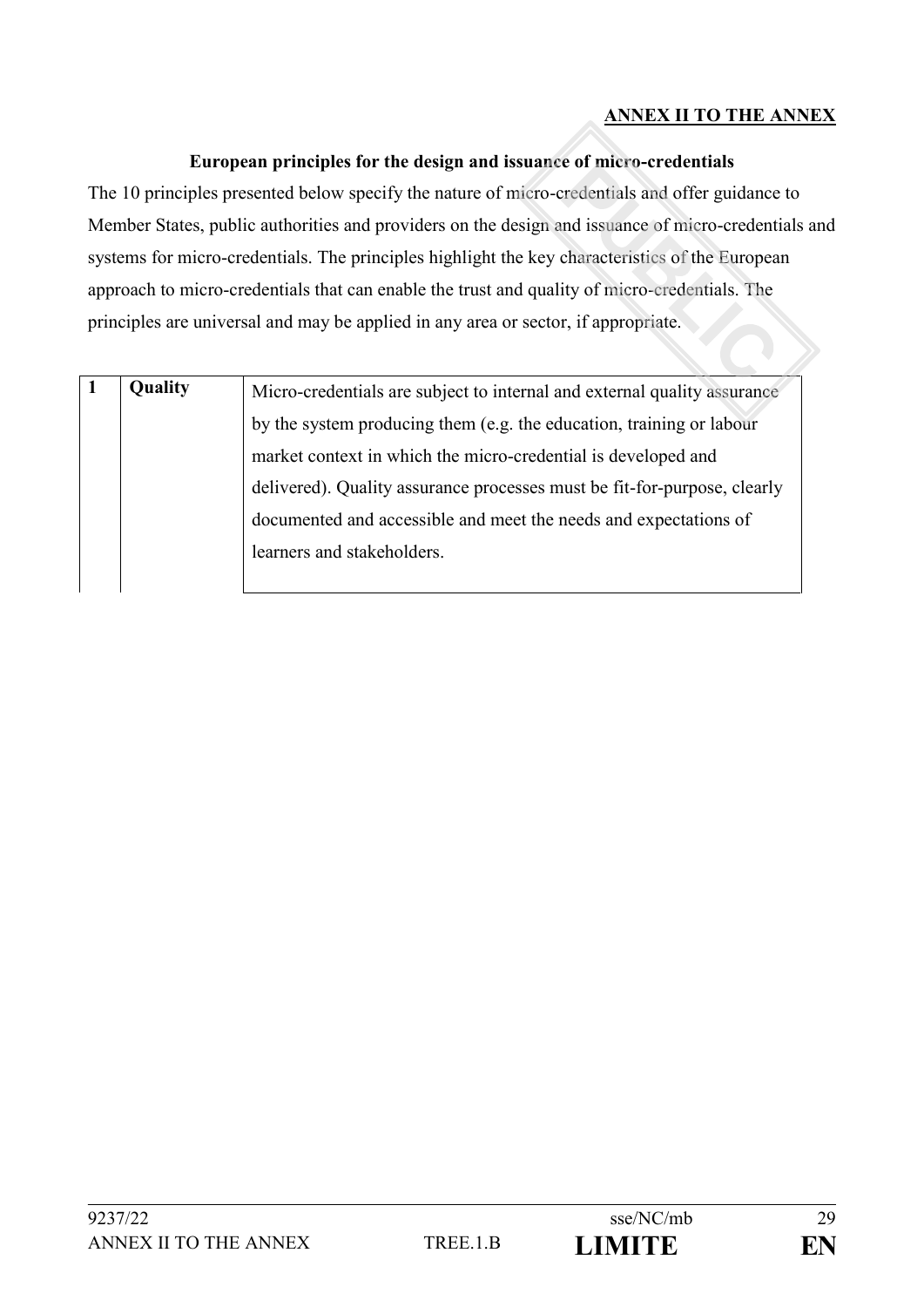**ANNEX II TO THE ANNEX**

**European principles for the design and issuance of micro-credentials**

The 10 principles presented below specify the nature of micro-credentials and offer guidance to Member States, public authorities and providers on the design and issuance of micro-credentials and systems for micro-credentials. The principles highlight the key characteristics of the European approach to micro-credentials that can enable the trust and quality of micro-credentials. The principles are universal and may be applied in any area or sector, if appropriate.

| | | |
|---|---|---|
| **1** | **Quality** | Micro-credentials are subject to internal and external quality assurance by the system producing them (e.g. the education, training or labour market context in which the micro-credential is developed and delivered). Quality assurance processes must be fit-for-purpose, clearly documented and accessible and meet the needs and expectations of learners and stakeholders. |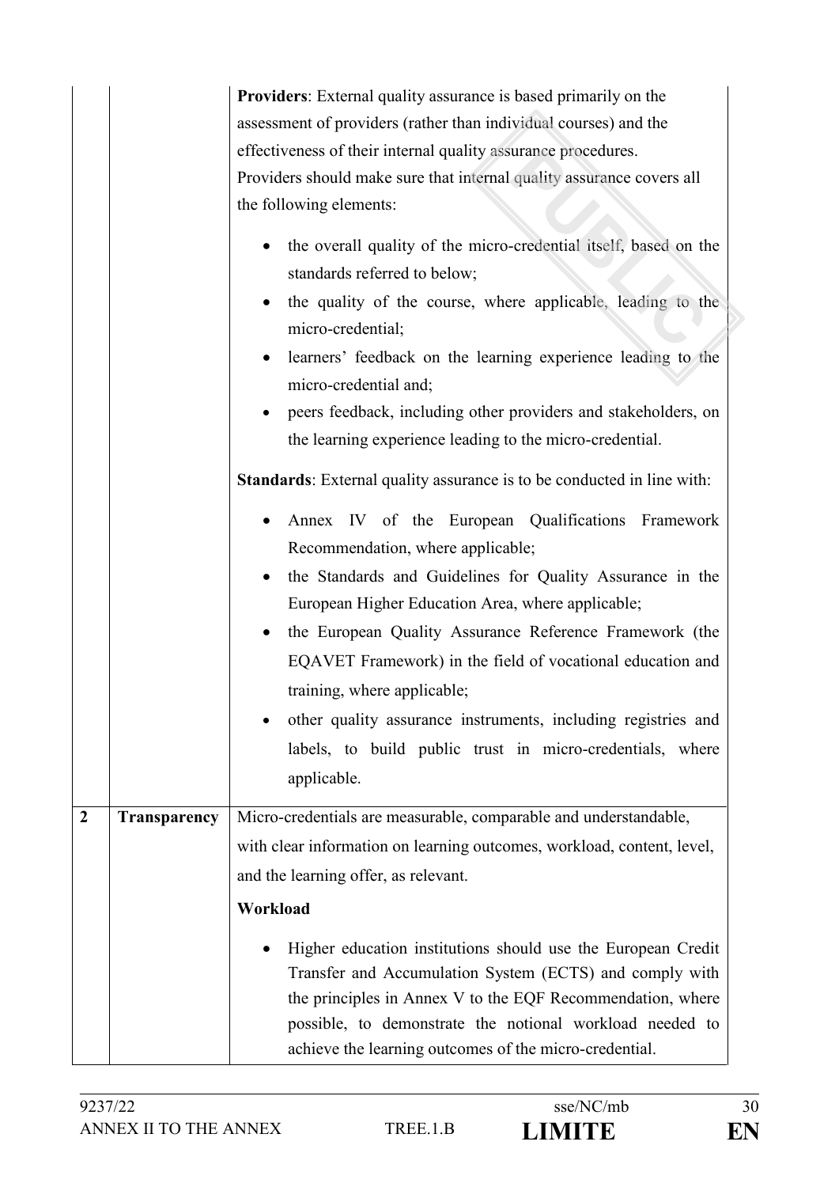| | | |
|---|---|---|
| | | **Providers**: External quality assurance is based primarily on the assessment of providers (rather than individual courses) and the effectiveness of their internal quality assurance procedures.<br>Providers should make sure that internal quality assurance covers all the following elements:<br>• the overall quality of the micro-credential itself, based on the standards referred to below;<br>• the quality of the course, where applicable, leading to the micro-credential;<br>• learners' feedback on the learning experience leading to the micro-credential and;<br>• peers feedback, including other providers and stakeholders, on the learning experience leading to the micro-credential.<br>**Standards**: External quality assurance is to be conducted in line with:<br>• Annex IV of the European Qualifications Framework Recommendation, where applicable;<br>• the Standards and Guidelines for Quality Assurance in the European Higher Education Area, where applicable;<br>• the European Quality Assurance Reference Framework (the EQAVET Framework) in the field of vocational education and training, where applicable;<br>• other quality assurance instruments, including registries and labels, to build public trust in micro-credentials, where applicable. |
| **2** | **Transparency** | Micro-credentials are measurable, comparable and understandable, with clear information on learning outcomes, workload, content, level, and the learning offer, as relevant.<br>**Workload**<br>• Higher education institutions should use the European Credit Transfer and Accumulation System (ECTS) and comply with the principles in Annex V to the EQF Recommendation, where possible, to demonstrate the notional workload needed to achieve the learning outcomes of the micro-credential. |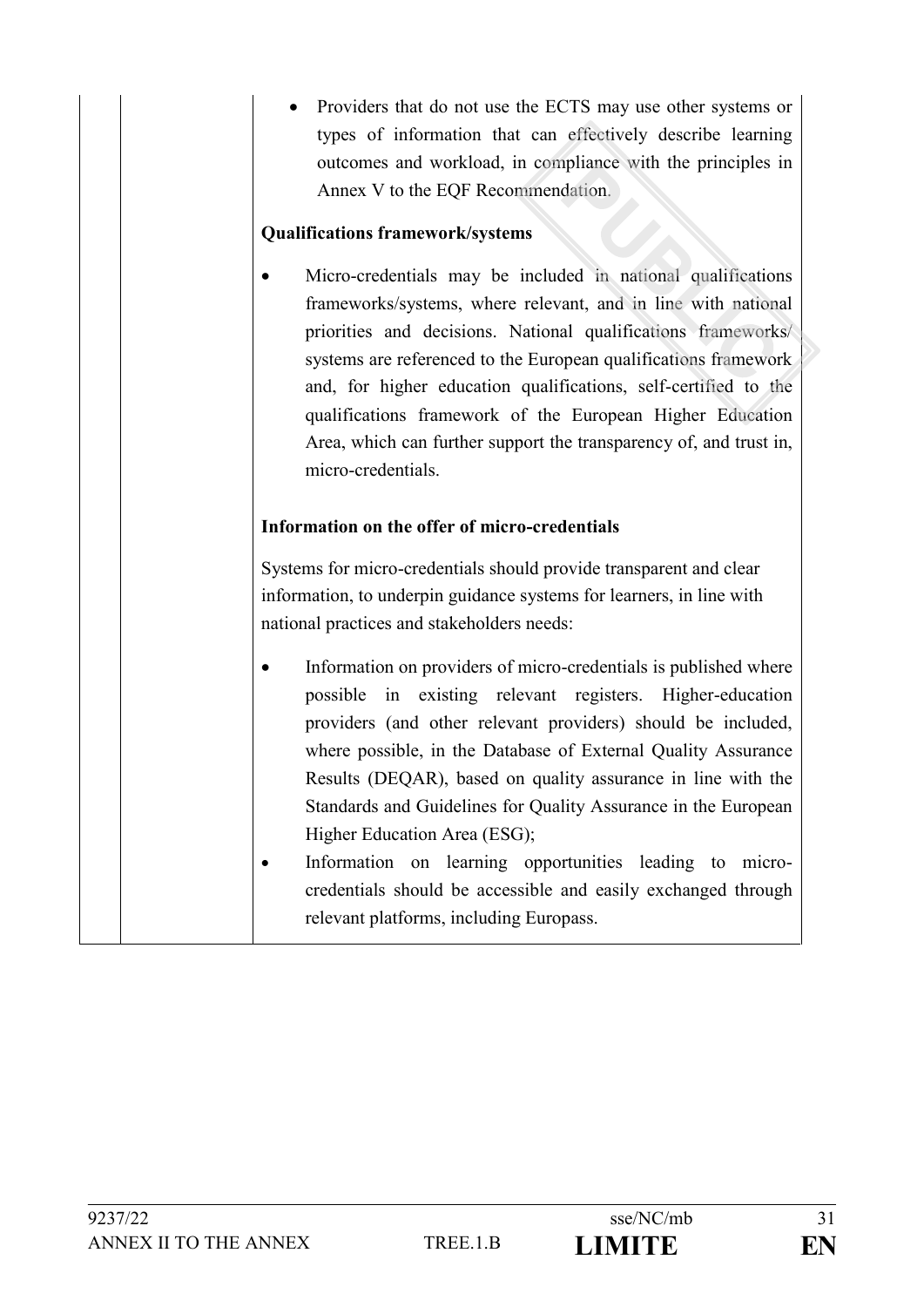- Providers that do not use the ECTS may use other systems or types of information that can effectively describe learning outcomes and workload, in compliance with the principles in Annex V to the EQF Recommendation.

**Qualifications framework/systems**

- Micro-credentials may be included in national qualifications frameworks/systems, where relevant, and in line with national priorities and decisions. National qualifications frameworks/ systems are referenced to the European qualifications framework and, for higher education qualifications, self-certified to the qualifications framework of the European Higher Education Area, which can further support the transparency of, and trust in, micro-credentials.

**Information on the offer of micro-credentials**

Systems for micro-credentials should provide transparent and clear information, to underpin guidance systems for learners, in line with national practices and stakeholders needs:

- Information on providers of micro-credentials is published where possible in existing relevant registers. Higher-education providers (and other relevant providers) should be included, where possible, in the Database of External Quality Assurance Results (DEQAR), based on quality assurance in line with the Standards and Guidelines for Quality Assurance in the European Higher Education Area (ESG);
- Information on learning opportunities leading to micro-credentials should be accessible and easily exchanged through relevant platforms, including Europass.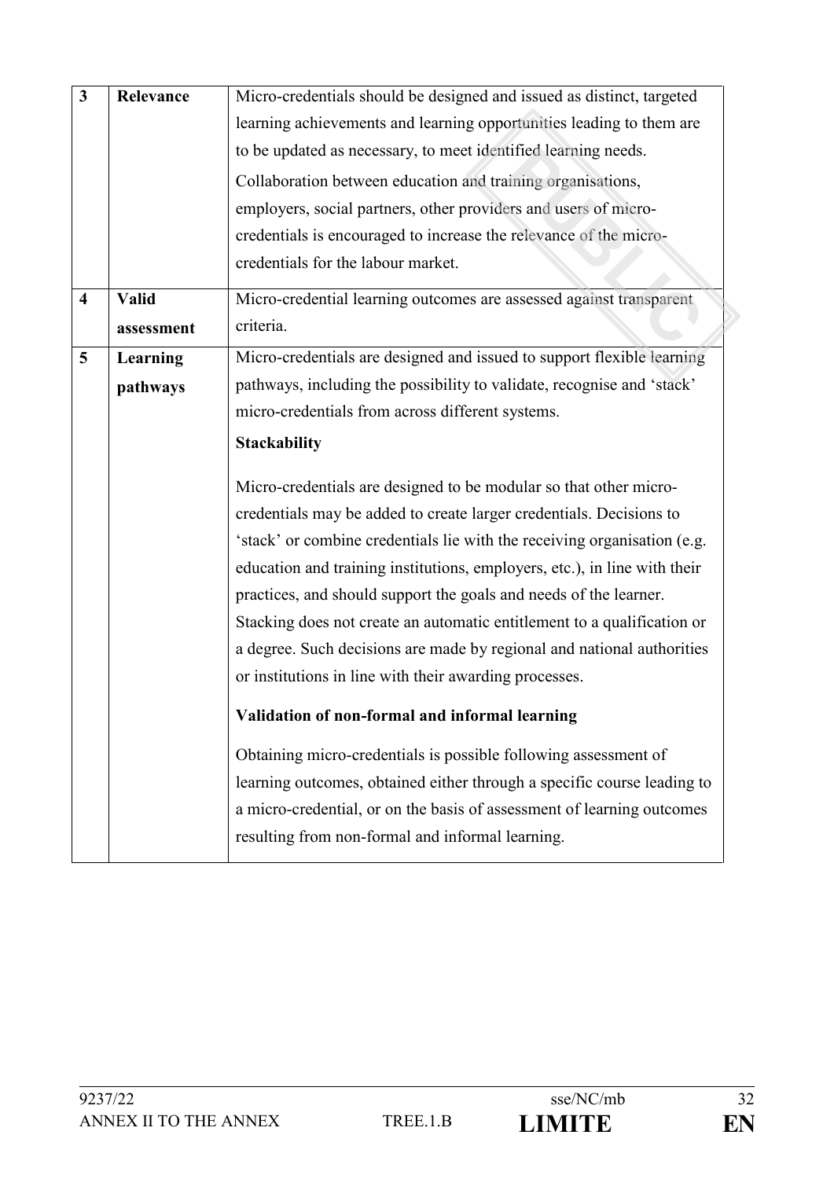| 3 | **Relevance** | Micro-credentials should be designed and issued as distinct, targeted learning achievements and learning opportunities leading to them are to be updated as necessary, to meet identified learning needs.<br><br>Collaboration between education and training organisations, employers, social partners, other providers and users of micro-credentials is encouraged to increase the relevance of the micro-credentials for the labour market. |
|---|---|---|
| 4 | **Valid assessment** | Micro-credential learning outcomes are assessed against transparent criteria. |
| 5 | **Learning pathways** | Micro-credentials are designed and issued to support flexible learning pathways, including the possibility to validate, recognise and 'stack' micro-credentials from across different systems.<br><br>**Stackability**<br><br>Micro-credentials are designed to be modular so that other micro-credentials may be added to create larger credentials. Decisions to 'stack' or combine credentials lie with the receiving organisation (e.g. education and training institutions, employers, etc.), in line with their practices, and should support the goals and needs of the learner. Stacking does not create an automatic entitlement to a qualification or a degree. Such decisions are made by regional and national authorities or institutions in line with their awarding processes.<br><br>**Validation of non-formal and informal learning**<br><br>Obtaining micro-credentials is possible following assessment of learning outcomes, obtained either through a specific course leading to a micro-credential, or on the basis of assessment of learning outcomes resulting from non-formal and informal learning. |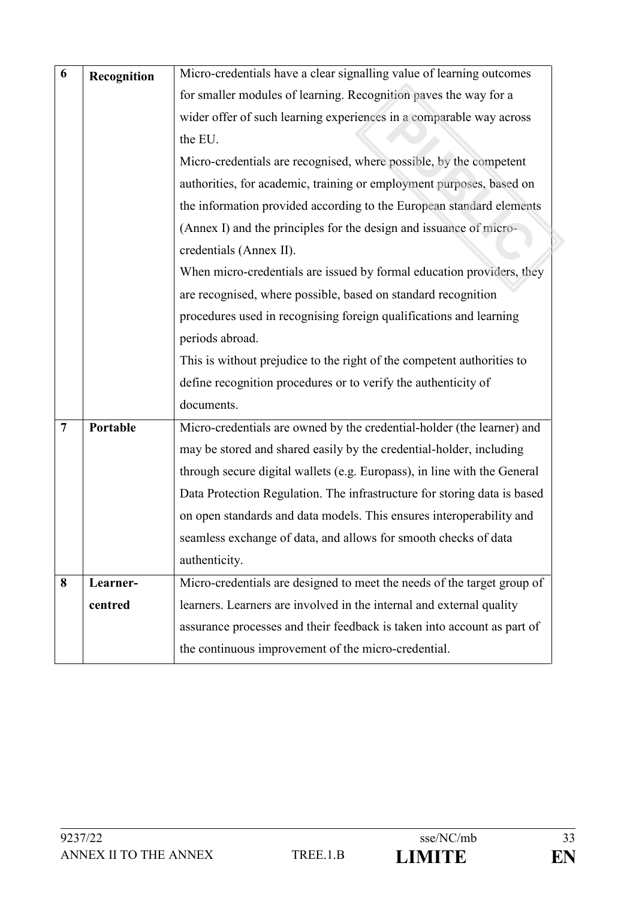| 6 | Recognition | Micro-credentials have a clear signalling value of learning outcomes for smaller modules of learning. Recognition paves the way for a wider offer of such learning experiences in a comparable way across the EU.<br>Micro-credentials are recognised, where possible, by the competent authorities, for academic, training or employment purposes, based on the information provided according to the European standard elements (Annex I) and the principles for the design and issuance of micro-credentials (Annex II).<br>When micro-credentials are issued by formal education providers, they are recognised, where possible, based on standard recognition procedures used in recognising foreign qualifications and learning periods abroad.<br>This is without prejudice to the right of the competent authorities to define recognition procedures or to verify the authenticity of documents. |
|---|---|---|
| 7 | Portable | Micro-credentials are owned by the credential-holder (the learner) and may be stored and shared easily by the credential-holder, including through secure digital wallets (e.g. Europass), in line with the General Data Protection Regulation. The infrastructure for storing data is based on open standards and data models. This ensures interoperability and seamless exchange of data, and allows for smooth checks of data authenticity. |
| 8 | Learner-centred | Micro-credentials are designed to meet the needs of the target group of learners. Learners are involved in the internal and external quality assurance processes and their feedback is taken into account as part of the continuous improvement of the micro-credential. |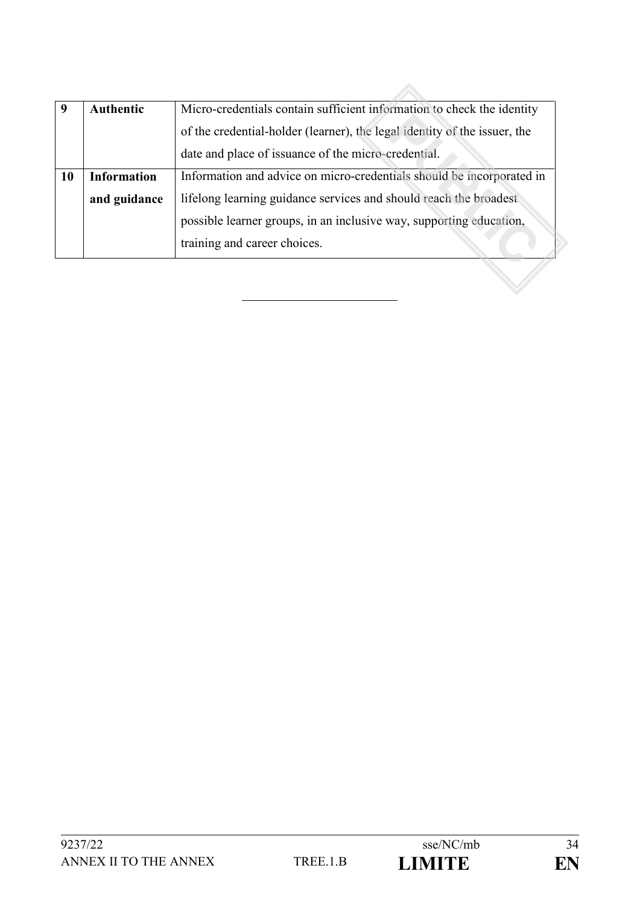| | | |
|---|---|---|
| **9** | **Authentic** | Micro-credentials contain sufficient information to check the identity of the credential-holder (learner), the legal identity of the issuer, the date and place of issuance of the micro-credential. |
| **10** | **Information and guidance** | Information and advice on micro-credentials should be incorporated in lifelong learning guidance services and should reach the broadest possible learner groups, in an inclusive way, supporting education, training and career choices. |